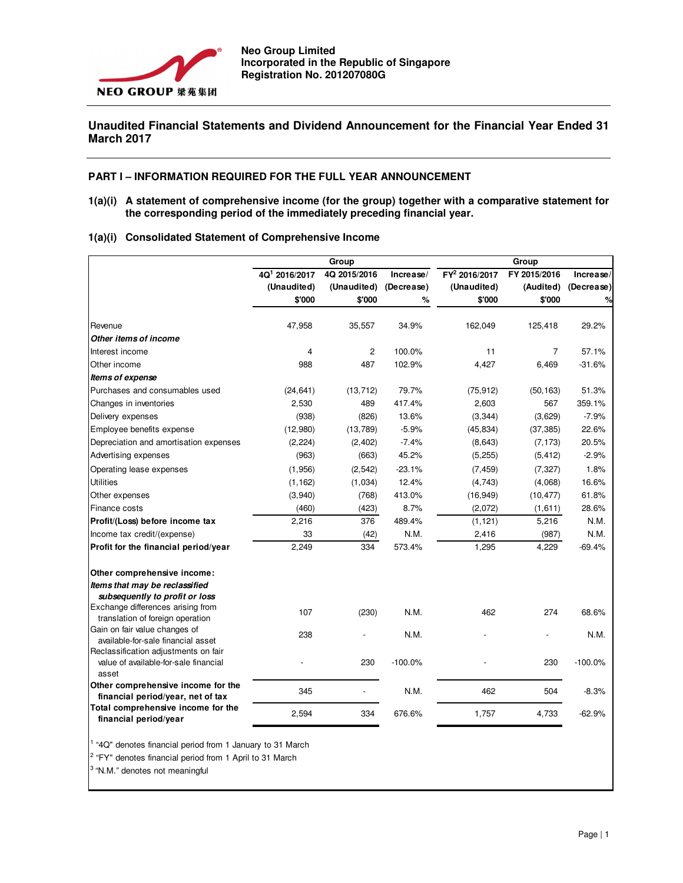**Neo Group Limited**
**Incorporated in the Republic of Singapore**
**Registration No. 201207080G**

# Unaudited Financial Statements and Dividend Announcement for the Financial Year Ended 31 March 2017

## PART I – INFORMATION REQUIRED FOR THE FULL YEAR ANNOUNCEMENT

### 1(a)(i) A statement of comprehensive income (for the group) together with a comparative statement for the corresponding period of the immediately preceding financial year.

### 1(a)(i) Consolidated Statement of Comprehensive Income

| | Group | | | Group | | |
|---|---|---|---|---|---|---|
| | 4Q[1] 2016/2017 (Unaudited) $'000 | 4Q 2015/2016 (Unaudited) $'000 | Increase/ (Decrease) % | FY[2] 2016/2017 (Unaudited) $'000 | FY 2015/2016 (Audited) $'000 | Increase/ (Decrease) % |
| Revenue | 47,958 | 35,557 | 34.9% | 162,049 | 125,418 | 29.2% |
| ***Other items of income*** | | | | | | |
| Interest income | 4 | 2 | 100.0% | 11 | 7 | 57.1% |
| Other income | 988 | 487 | 102.9% | 4,427 | 6,469 | -31.6% |
| ***Items of expense*** | | | | | | |
| Purchases and consumables used | (24,641) | (13,712) | 79.7% | (75,912) | (50,163) | 51.3% |
| Changes in inventories | 2,530 | 489 | 417.4% | 2,603 | 567 | 359.1% |
| Delivery expenses | (938) | (826) | 13.6% | (3,344) | (3,629) | -7.9% |
| Employee benefits expense | (12,980) | (13,789) | -5.9% | (45,834) | (37,385) | 22.6% |
| Depreciation and amortisation expenses | (2,224) | (2,402) | -7.4% | (8,643) | (7,173) | 20.5% |
| Advertising expenses | (963) | (663) | 45.2% | (5,255) | (5,412) | -2.9% |
| Operating lease expenses | (1,956) | (2,542) | -23.1% | (7,459) | (7,327) | 1.8% |
| Utilities | (1,162) | (1,034) | 12.4% | (4,743) | (4,068) | 16.6% |
| Other expenses | (3,940) | (768) | 413.0% | (16,949) | (10,477) | 61.8% |
| Finance costs | (460) | (423) | 8.7% | (2,072) | (1,611) | 28.6% |
| **Profit/(Loss) before income tax** | 2,216 | 376 | 489.4% | (1,121) | 5,216 | N.M. |
| Income tax credit/(expense) | 33 | (42) | N.M. | 2,416 | (987) | N.M. |
| **Profit for the financial period/year** | 2,249 | 334 | 573.4% | 1,295 | 4,229 | -69.4% |
| | | | | | | |
| **Other comprehensive income:** | | | | | | |
| ***Items that may be reclassified subsequently to profit or loss*** | | | | | | |
| Exchange differences arising from translation of foreign operation | 107 | (230) | N.M. | 462 | 274 | 68.6% |
| Gain on fair value changes of available-for-sale financial asset | 238 | - | N.M. | - | - | N.M. |
| Reclassification adjustments on fair value of available-for-sale financial asset | - | 230 | -100.0% | - | 230 | -100.0% |
| **Other comprehensive income for the financial period/year, net of tax** | 345 | - | N.M. | 462 | 504 | -8.3% |
| **Total comprehensive income for the financial period/year** | 2,594 | 334 | 676.6% | 1,757 | 4,733 | -62.9% |

[1] "4Q" denotes financial period from 1 January to 31 March
[2] "FY" denotes financial period from 1 April to 31 March
[3] "N.M." denotes not meaningful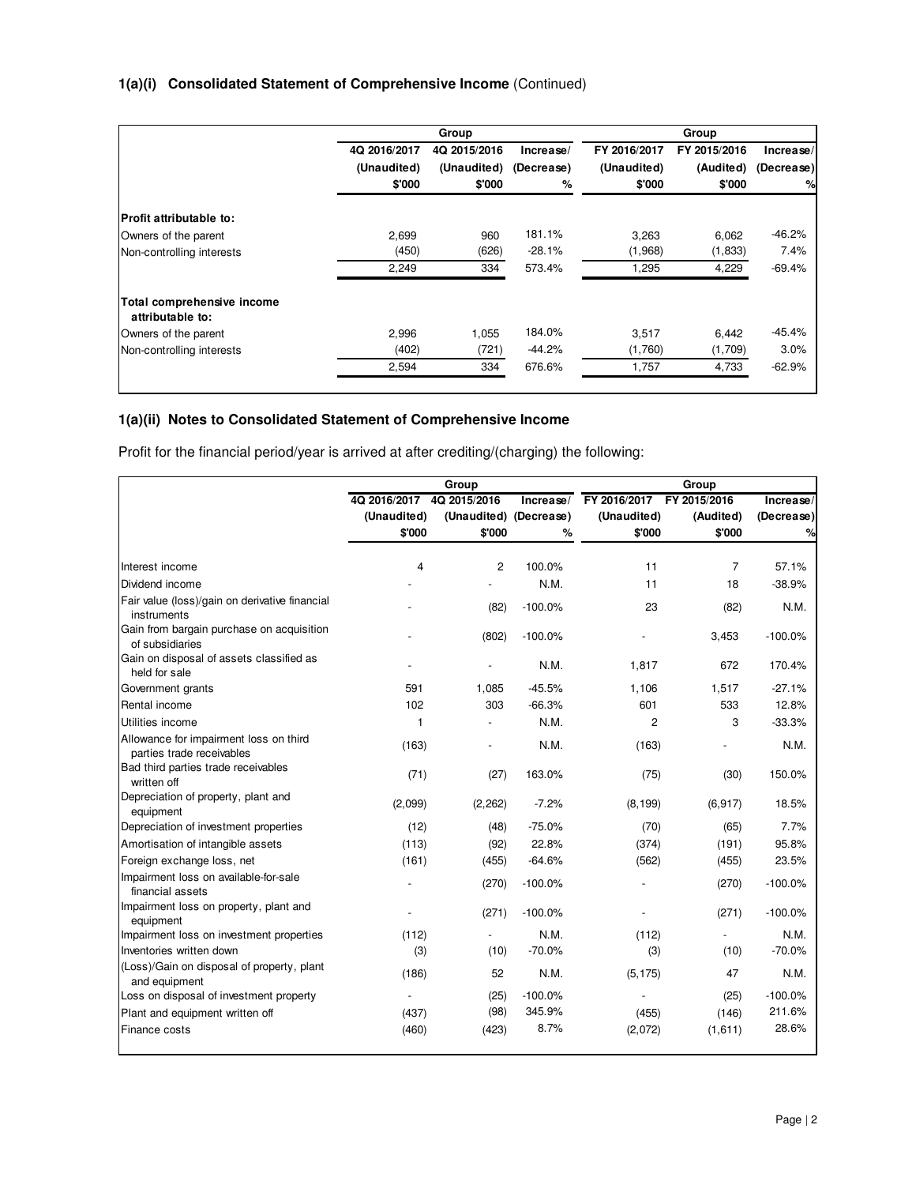### 1(a)(i) Consolidated Statement of Comprehensive Income (Continued)

| | Group | | | Group | | |
|---|---|---|---|---|---|---|
| | 4Q 2016/2017 (Unaudited) $'000 | 4Q 2015/2016 (Unaudited) $'000 | Increase/ (Decrease) % | FY 2016/2017 (Unaudited) $'000 | FY 2015/2016 (Audited) $'000 | Increase/ (Decrease) % |
| **Profit attributable to:** | | | | | | |
| Owners of the parent | 2,699 | 960 | 181.1% | 3,263 | 6,062 | -46.2% |
| Non-controlling interests | (450) | (626) | -28.1% | (1,968) | (1,833) | 7.4% |
| | 2,249 | 334 | 573.4% | 1,295 | 4,229 | -69.4% |
| **Total comprehensive income attributable to:** | | | | | | |
| Owners of the parent | 2,996 | 1,055 | 184.0% | 3,517 | 6,442 | -45.4% |
| Non-controlling interests | (402) | (721) | -44.2% | (1,760) | (1,709) | 3.0% |
| | 2,594 | 334 | 676.6% | 1,757 | 4,733 | -62.9% |

### 1(a)(ii) Notes to Consolidated Statement of Comprehensive Income

Profit for the financial period/year is arrived at after crediting/(charging) the following:

| | Group | | | Group | | |
|---|---|---|---|---|---|---|
| | 4Q 2016/2017 (Unaudited) $'000 | 4Q 2015/2016 (Unaudited) $'000 | Increase/ (Decrease) % | FY 2016/2017 (Unaudited) $'000 | FY 2015/2016 (Audited) $'000 | Increase/ (Decrease) % |
| Interest income | 4 | 2 | 100.0% | 11 | 7 | 57.1% |
| Dividend income | - | - | N.M. | 11 | 18 | -38.9% |
| Fair value (loss)/gain on derivative financial instruments | - | (82) | -100.0% | 23 | (82) | N.M. |
| Gain from bargain purchase on acquisition of subsidiaries | - | (802) | -100.0% | - | 3,453 | -100.0% |
| Gain on disposal of assets classified as held for sale | - | - | N.M. | 1,817 | 672 | 170.4% |
| Government grants | 591 | 1,085 | -45.5% | 1,106 | 1,517 | -27.1% |
| Rental income | 102 | 303 | -66.3% | 601 | 533 | 12.8% |
| Utilities income | 1 | - | N.M. | 2 | 3 | -33.3% |
| Allowance for impairment loss on third parties trade receivables | (163) | - | N.M. | (163) | - | N.M. |
| Bad third parties trade receivables written off | (71) | (27) | 163.0% | (75) | (30) | 150.0% |
| Depreciation of property, plant and equipment | (2,099) | (2,262) | -7.2% | (8,199) | (6,917) | 18.5% |
| Depreciation of investment properties | (12) | (48) | -75.0% | (70) | (65) | 7.7% |
| Amortisation of intangible assets | (113) | (92) | 22.8% | (374) | (191) | 95.8% |
| Foreign exchange loss, net | (161) | (455) | -64.6% | (562) | (455) | 23.5% |
| Impairment loss on available-for-sale financial assets | - | (270) | -100.0% | - | (270) | -100.0% |
| Impairment loss on property, plant and equipment | - | (271) | -100.0% | - | (271) | -100.0% |
| Impairment loss on investment properties | (112) | - | N.M. | (112) | - | N.M. |
| Inventories written down | (3) | (10) | -70.0% | (3) | (10) | -70.0% |
| (Loss)/Gain on disposal of property, plant and equipment | (186) | 52 | N.M. | (5,175) | 47 | N.M. |
| Loss on disposal of investment property | - | (25) | -100.0% | - | (25) | -100.0% |
| Plant and equipment written off | (437) | (98) | 345.9% | (455) | (146) | 211.6% |
| Finance costs | (460) | (423) | 8.7% | (2,072) | (1,611) | 28.6% |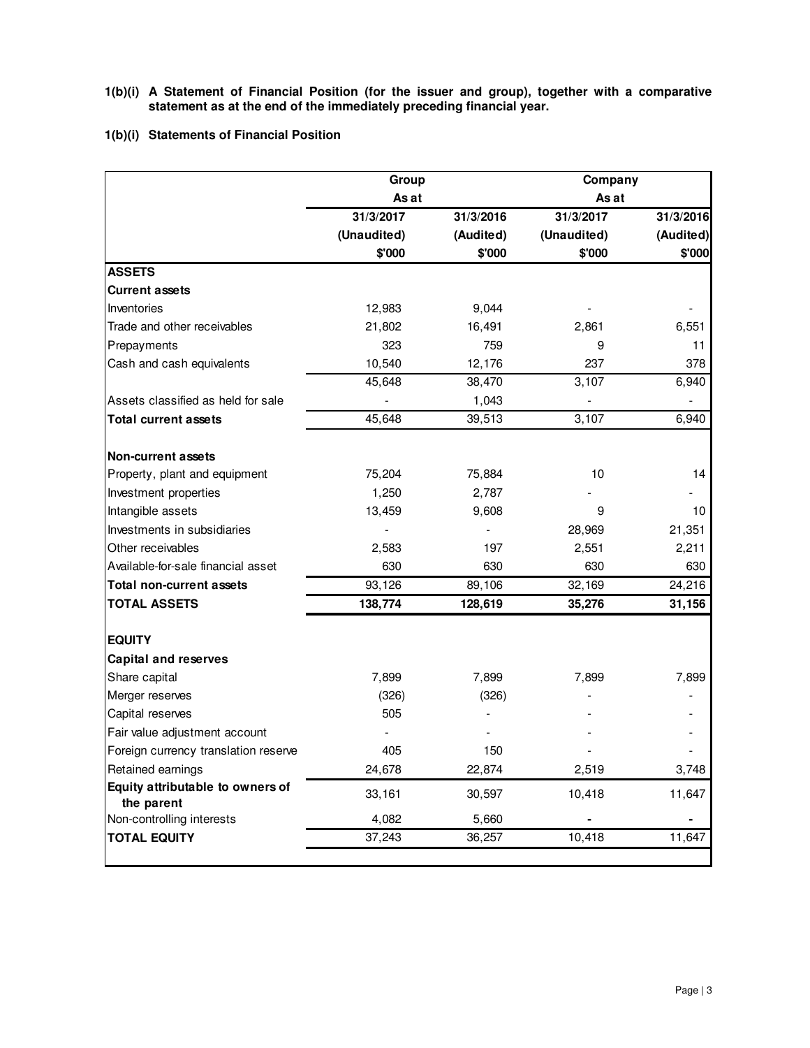**1(b)(i) A Statement of Financial Position (for the issuer and group), together with a comparative statement as at the end of the immediately preceding financial year.**

**1(b)(i) Statements of Financial Position**

| | Group | | Company | |
|---|---|---|---|---|
| | As at | | As at | |
| | 31/3/2017 | 31/3/2016 | 31/3/2017 | 31/3/2016 |
| | (Unaudited) | (Audited) | (Unaudited) | (Audited) |
| | $'000 | $'000 | $'000 | $'000 |
| **ASSETS** | | | | |
| **Current assets** | | | | |
| Inventories | 12,983 | 9,044 | - | - |
| Trade and other receivables | 21,802 | 16,491 | 2,861 | 6,551 |
| Prepayments | 323 | 759 | 9 | 11 |
| Cash and cash equivalents | 10,540 | 12,176 | 237 | 378 |
| | 45,648 | 38,470 | 3,107 | 6,940 |
| Assets classified as held for sale | - | 1,043 | - | - |
| **Total current assets** | 45,648 | 39,513 | 3,107 | 6,940 |
| | | | | |
| **Non-current assets** | | | | |
| Property, plant and equipment | 75,204 | 75,884 | 10 | 14 |
| Investment properties | 1,250 | 2,787 | - | - |
| Intangible assets | 13,459 | 9,608 | 9 | 10 |
| Investments in subsidiaries | - | - | 28,969 | 21,351 |
| Other receivables | 2,583 | 197 | 2,551 | 2,211 |
| Available-for-sale financial asset | 630 | 630 | 630 | 630 |
| **Total non-current assets** | 93,126 | 89,106 | 32,169 | 24,216 |
| **TOTAL ASSETS** | **138,774** | **128,619** | **35,276** | **31,156** |
| | | | | |
| **EQUITY** | | | | |
| **Capital and reserves** | | | | |
| Share capital | 7,899 | 7,899 | 7,899 | 7,899 |
| Merger reserves | (326) | (326) | - | - |
| Capital reserves | 505 | - | - | - |
| Fair value adjustment account | - | - | - | - |
| Foreign currency translation reserve | 405 | 150 | - | - |
| Retained earnings | 24,678 | 22,874 | 2,519 | 3,748 |
| **Equity attributable to owners of the parent** | 33,161 | 30,597 | 10,418 | 11,647 |
| Non-controlling interests | 4,082 | 5,660 | **-** | **-** |
| **TOTAL EQUITY** | 37,243 | 36,257 | 10,418 | 11,647 |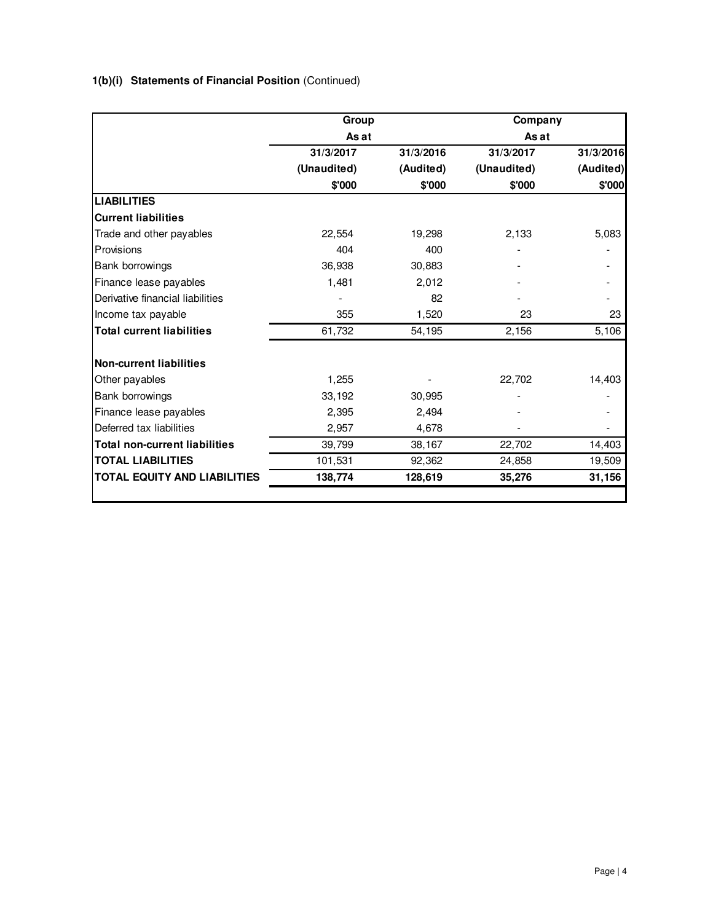**1(b)(i) Statements of Financial Position** (Continued)

| | Group | | Company | |
|---|---|---|---|---|
| | As at | | As at | |
| | 31/3/2017 | 31/3/2016 | 31/3/2017 | 31/3/2016 |
| | (Unaudited) | (Audited) | (Unaudited) | (Audited) |
| | $'000 | $'000 | $'000 | $'000 |
| **LIABILITIES** | | | | |
| **Current liabilities** | | | | |
| Trade and other payables | 22,554 | 19,298 | 2,133 | 5,083 |
| Provisions | 404 | 400 | - | - |
| Bank borrowings | 36,938 | 30,883 | - | - |
| Finance lease payables | 1,481 | 2,012 | - | - |
| Derivative financial liabilities | - | 82 | - | - |
| Income tax payable | 355 | 1,520 | 23 | 23 |
| **Total current liabilities** | 61,732 | 54,195 | 2,156 | 5,106 |
| | | | | |
| **Non-current liabilities** | | | | |
| Other payables | 1,255 | - | 22,702 | 14,403 |
| Bank borrowings | 33,192 | 30,995 | - | - |
| Finance lease payables | 2,395 | 2,494 | - | - |
| Deferred tax liabilities | 2,957 | 4,678 | - | - |
| **Total non-current liabilities** | 39,799 | 38,167 | 22,702 | 14,403 |
| **TOTAL LIABILITIES** | 101,531 | 92,362 | 24,858 | 19,509 |
| **TOTAL EQUITY AND LIABILITIES** | **138,774** | **128,619** | **35,276** | **31,156** |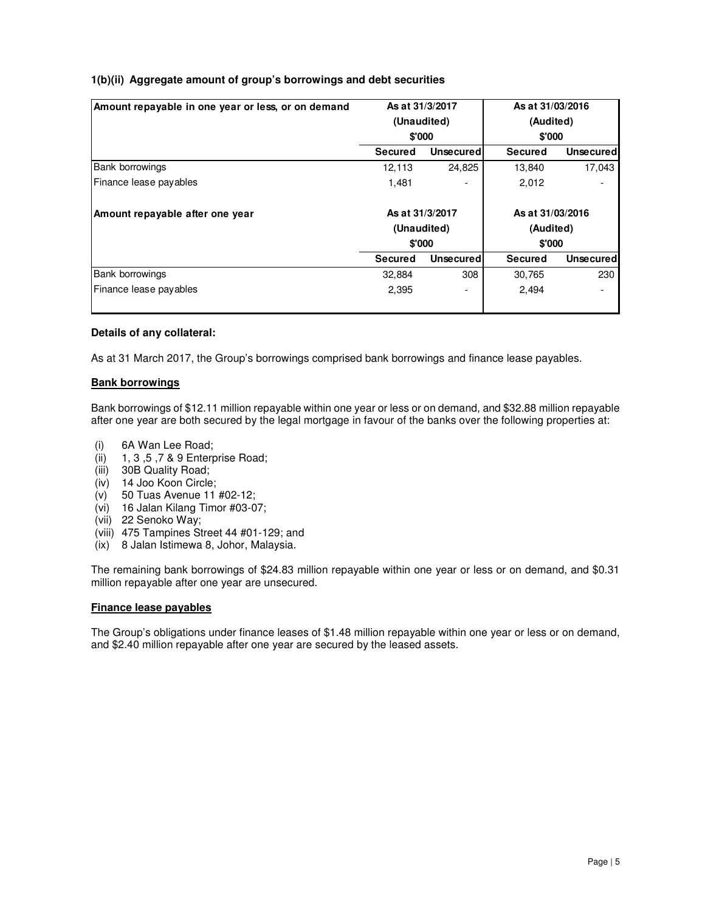### 1(b)(ii) Aggregate amount of group's borrowings and debt securities

| Amount repayable in one year or less, or on demand | As at 31/3/2017 (Unaudited) $'000 | | As at 31/03/2016 (Audited) $'000 | |
|---|---|---|---|---|
| | **Secured** | **Unsecured** | **Secured** | **Unsecured** |
| Bank borrowings | 12,113 | 24,825 | 13,840 | 17,043 |
| Finance lease payables | 1,481 | - | 2,012 | - |
| **Amount repayable after one year** | **As at 31/3/2017 (Unaudited) $'000** | | **As at 31/03/2016 (Audited) $'000** | |
| | **Secured** | **Unsecured** | **Secured** | **Unsecured** |
| Bank borrowings | 32,884 | 308 | 30,765 | 230 |
| Finance lease payables | 2,395 | - | 2,494 | - |

**Details of any collateral:**

As at 31 March 2017, the Group's borrowings comprised bank borrowings and finance lease payables.

**Bank borrowings**

Bank borrowings of $12.11 million repayable within one year or less or on demand, and $32.88 million repayable after one year are both secured by the legal mortgage in favour of the banks over the following properties at:

- (i) 6A Wan Lee Road;
- (ii) 1, 3 ,5 ,7 & 9 Enterprise Road;
- (iii) 30B Quality Road;
- (iv) 14 Joo Koon Circle;
- (v) 50 Tuas Avenue 11 #02-12;
- (vi) 16 Jalan Kilang Timor #03-07;
- (vii) 22 Senoko Way;
- (viii) 475 Tampines Street 44 #01-129; and
- (ix) 8 Jalan Istimewa 8, Johor, Malaysia.

The remaining bank borrowings of $24.83 million repayable within one year or less or on demand, and $0.31 million repayable after one year are unsecured.

**Finance lease payables**

The Group's obligations under finance leases of $1.48 million repayable within one year or less or on demand, and $2.40 million repayable after one year are secured by the leased assets.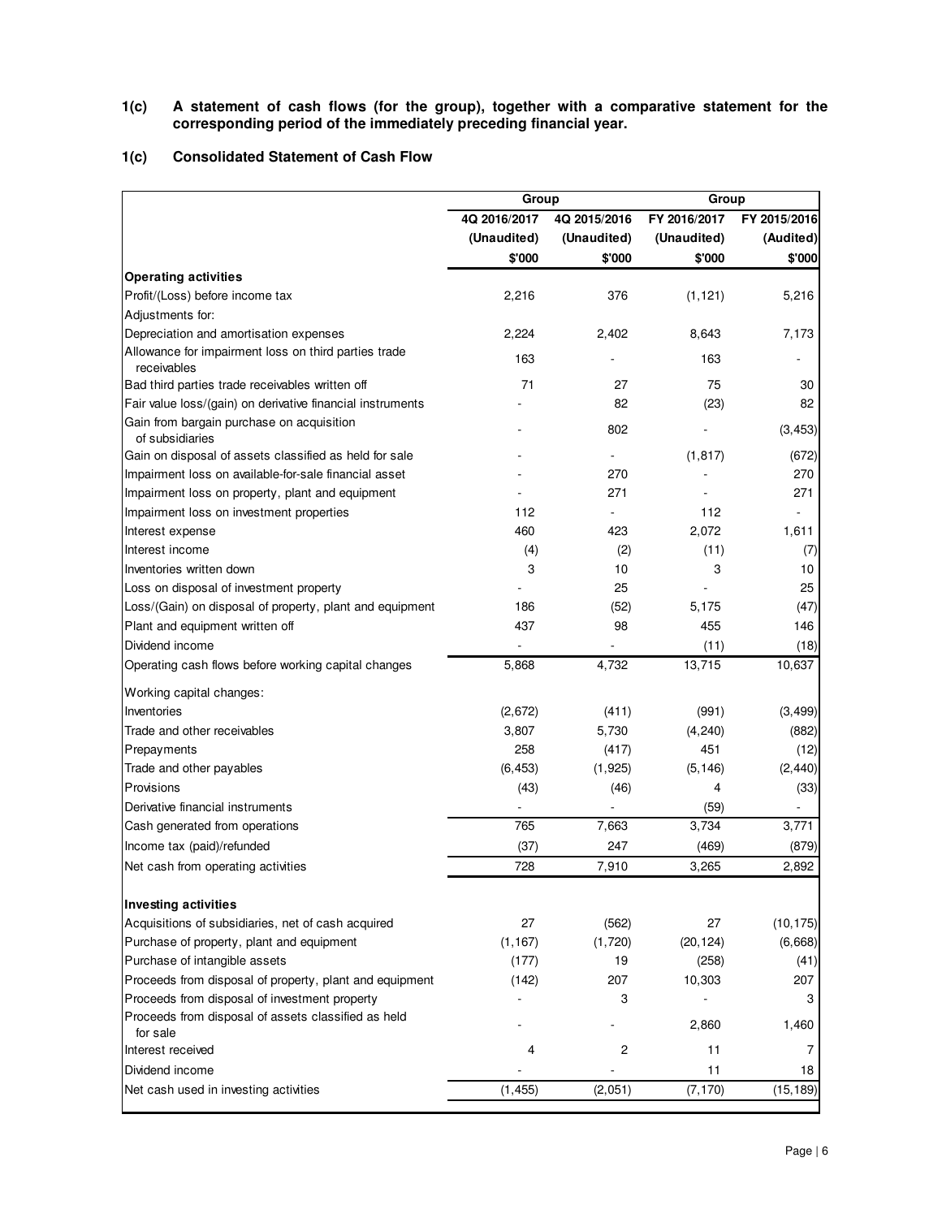**1(c) A statement of cash flows (for the group), together with a comparative statement for the corresponding period of the immediately preceding financial year.**

**1(c) Consolidated Statement of Cash Flow**

| | Group | | Group | |
|---|---|---|---|---|
| | 4Q 2016/2017 | 4Q 2015/2016 | FY 2016/2017 | FY 2015/2016 |
| | (Unaudited) | (Unaudited) | (Unaudited) | (Audited) |
| | $'000 | $'000 | $'000 | $'000 |
| **Operating activities** | | | | |
| Profit/(Loss) before income tax | 2,216 | 376 | (1,121) | 5,216 |
| Adjustments for: | | | | |
| Depreciation and amortisation expenses | 2,224 | 2,402 | 8,643 | 7,173 |
| Allowance for impairment loss on third parties trade receivables | 163 | - | 163 | - |
| Bad third parties trade receivables written off | 71 | 27 | 75 | 30 |
| Fair value loss/(gain) on derivative financial instruments | - | 82 | (23) | 82 |
| Gain from bargain purchase on acquisition of subsidiaries | - | 802 | - | (3,453) |
| Gain on disposal of assets classified as held for sale | - | - | (1,817) | (672) |
| Impairment loss on available-for-sale financial asset | - | 270 | - | 270 |
| Impairment loss on property, plant and equipment | - | 271 | - | 271 |
| Impairment loss on investment properties | 112 | - | 112 | - |
| Interest expense | 460 | 423 | 2,072 | 1,611 |
| Interest income | (4) | (2) | (11) | (7) |
| Inventories written down | 3 | 10 | 3 | 10 |
| Loss on disposal of investment property | - | 25 | - | 25 |
| Loss/(Gain) on disposal of property, plant and equipment | 186 | (52) | 5,175 | (47) |
| Plant and equipment written off | 437 | 98 | 455 | 146 |
| Dividend income | - | - | (11) | (18) |
| Operating cash flows before working capital changes | 5,868 | 4,732 | 13,715 | 10,637 |
| Working capital changes: | | | | |
| Inventories | (2,672) | (411) | (991) | (3,499) |
| Trade and other receivables | 3,807 | 5,730 | (4,240) | (882) |
| Prepayments | 258 | (417) | 451 | (12) |
| Trade and other payables | (6,453) | (1,925) | (5,146) | (2,440) |
| Provisions | (43) | (46) | 4 | (33) |
| Derivative financial instruments | - | - | (59) | - |
| Cash generated from operations | 765 | 7,663 | 3,734 | 3,771 |
| Income tax (paid)/refunded | (37) | 247 | (469) | (879) |
| Net cash from operating activities | 728 | 7,910 | 3,265 | 2,892 |
| **Investing activities** | | | | |
| Acquisitions of subsidiaries, net of cash acquired | 27 | (562) | 27 | (10,175) |
| Purchase of property, plant and equipment | (1,167) | (1,720) | (20,124) | (6,668) |
| Purchase of intangible assets | (177) | 19 | (258) | (41) |
| Proceeds from disposal of property, plant and equipment | (142) | 207 | 10,303 | 207 |
| Proceeds from disposal of investment property | - | 3 | - | 3 |
| Proceeds from disposal of assets classified as held for sale | - | - | 2,860 | 1,460 |
| Interest received | 4 | 2 | 11 | 7 |
| Dividend income | - | - | 11 | 18 |
| Net cash used in investing activities | (1,455) | (2,051) | (7,170) | (15,189) |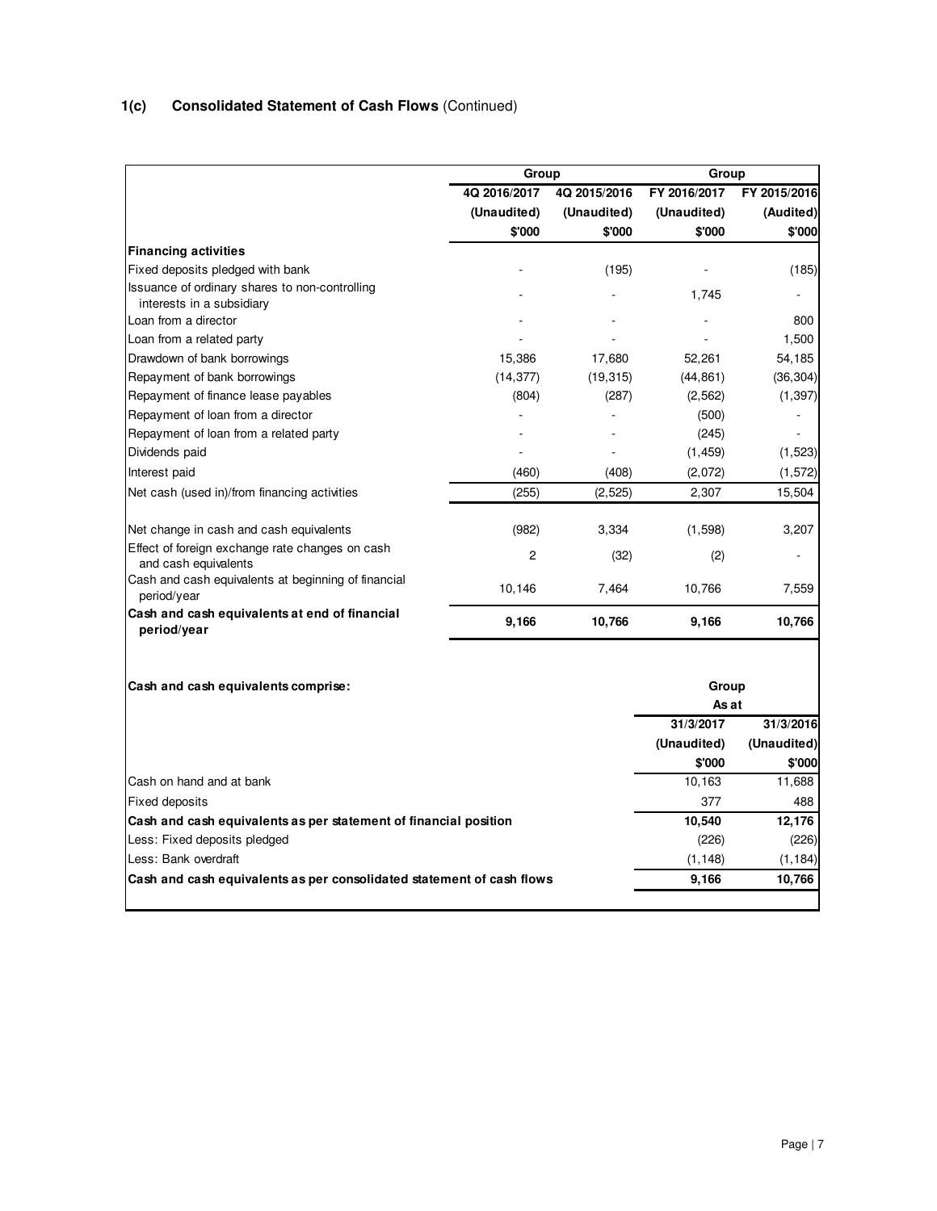## 1(c) Consolidated Statement of Cash Flows (Continued)

| | Group | | Group | |
|---|---|---|---|---|
| | 4Q 2016/2017 | 4Q 2015/2016 | FY 2016/2017 | FY 2015/2016 |
| | (Unaudited) | (Unaudited) | (Unaudited) | (Audited) |
| | $'000 | $'000 | $'000 | $'000 |
| **Financing activities** | | | | |
| Fixed deposits pledged with bank | - | (195) | - | (185) |
| Issuance of ordinary shares to non-controlling interests in a subsidiary | - | - | 1,745 | - |
| Loan from a director | - | - | - | 800 |
| Loan from a related party | - | - | - | 1,500 |
| Drawdown of bank borrowings | 15,386 | 17,680 | 52,261 | 54,185 |
| Repayment of bank borrowings | (14,377) | (19,315) | (44,861) | (36,304) |
| Repayment of finance lease payables | (804) | (287) | (2,562) | (1,397) |
| Repayment of loan from a director | - | - | (500) | - |
| Repayment of loan from a related party | - | - | (245) | - |
| Dividends paid | - | - | (1,459) | (1,523) |
| Interest paid | (460) | (408) | (2,072) | (1,572) |
| Net cash (used in)/from financing activities | (255) | (2,525) | 2,307 | 15,504 |
| | | | | |
| Net change in cash and cash equivalents | (982) | 3,334 | (1,598) | 3,207 |
| Effect of foreign exchange rate changes on cash and cash equivalents | 2 | (32) | (2) | - |
| Cash and cash equivalents at beginning of financial period/year | 10,146 | 7,464 | 10,766 | 7,559 |
| **Cash and cash equivalents at end of financial period/year** | **9,166** | **10,766** | **9,166** | **10,766** |

| **Cash and cash equivalents comprise:** | Group | |
|---|---|---|
| | As at | |
| | 31/3/2017 | 31/3/2016 |
| | (Unaudited) | (Unaudited) |
| | $'000 | $'000 |
| Cash on hand and at bank | 10,163 | 11,688 |
| Fixed deposits | 377 | 488 |
| **Cash and cash equivalents as per statement of financial position** | **10,540** | **12,176** |
| Less: Fixed deposits pledged | (226) | (226) |
| Less: Bank overdraft | (1,148) | (1,184) |
| **Cash and cash equivalents as per consolidated statement of cash flows** | **9,166** | **10,766** |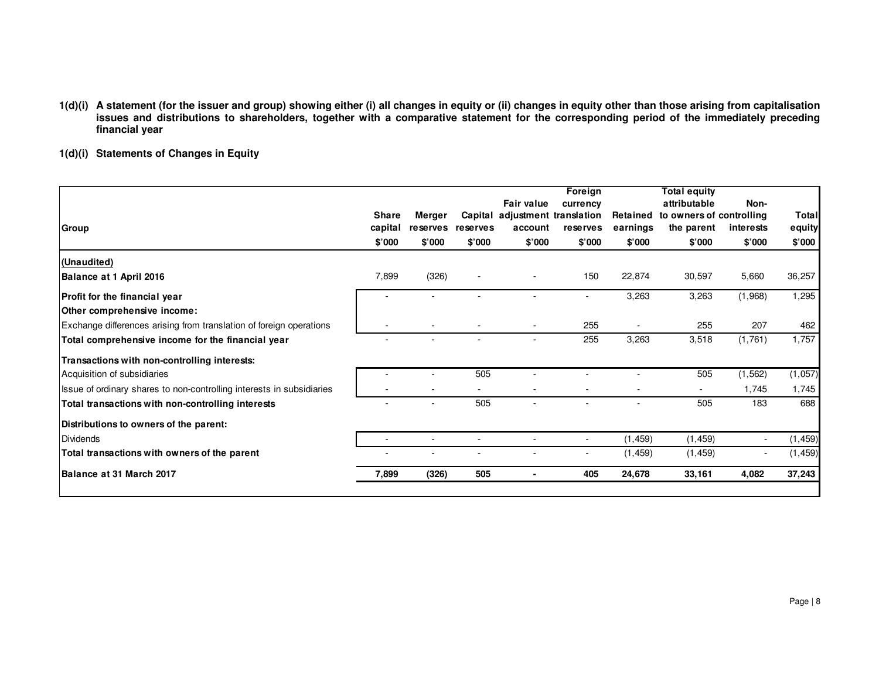**1(d)(i) A statement (for the issuer and group) showing either (i) all changes in equity or (ii) changes in equity other than those arising from capitalisation issues and distributions to shareholders, together with a comparative statement for the corresponding period of the immediately preceding financial year**

**1(d)(i) Statements of Changes in Equity**

| Group | Share capital | Merger reserves | Capital reserves | Fair value adjustment account | Foreign currency translation reserves | Retained earnings | Total equity attributable to owners of the parent | Non-controlling interests | Total equity |
|---|---|---|---|---|---|---|---|---|---|
| | $'000 | $'000 | $'000 | $'000 | $'000 | $'000 | $'000 | $'000 | $'000 |
| **(Unaudited)** | | | | | | | | | |
| **Balance at 1 April 2016** | 7,899 | (326) | - | - | 150 | 22,874 | 30,597 | 5,660 | 36,257 |
| **Profit for the financial year** | - | - | - | - | - | 3,263 | 3,263 | (1,968) | 1,295 |
| **Other comprehensive income:** | | | | | | | | | |
| Exchange differences arising from translation of foreign operations | - | - | - | - | 255 | - | 255 | 207 | 462 |
| **Total comprehensive income for the financial year** | - | - | - | - | 255 | 3,263 | 3,518 | (1,761) | 1,757 |
| **Transactions with non-controlling interests:** | | | | | | | | | |
| Acquisition of subsidiaries | - | - | 505 | - | - | - | 505 | (1,562) | (1,057) |
| Issue of ordinary shares to non-controlling interests in subsidiaries | - | - | - | - | - | - | - | 1,745 | 1,745 |
| **Total transactions with non-controlling interests** | - | - | 505 | - | - | - | 505 | 183 | 688 |
| **Distributions to owners of the parent:** | | | | | | | | | |
| Dividends | - | - | - | - | - | (1,459) | (1,459) | - | (1,459) |
| **Total transactions with owners of the parent** | - | - | - | - | - | (1,459) | (1,459) | - | (1,459) |
| **Balance at 31 March 2017** | **7,899** | **(326)** | **505** | **-** | **405** | **24,678** | **33,161** | **4,082** | **37,243** |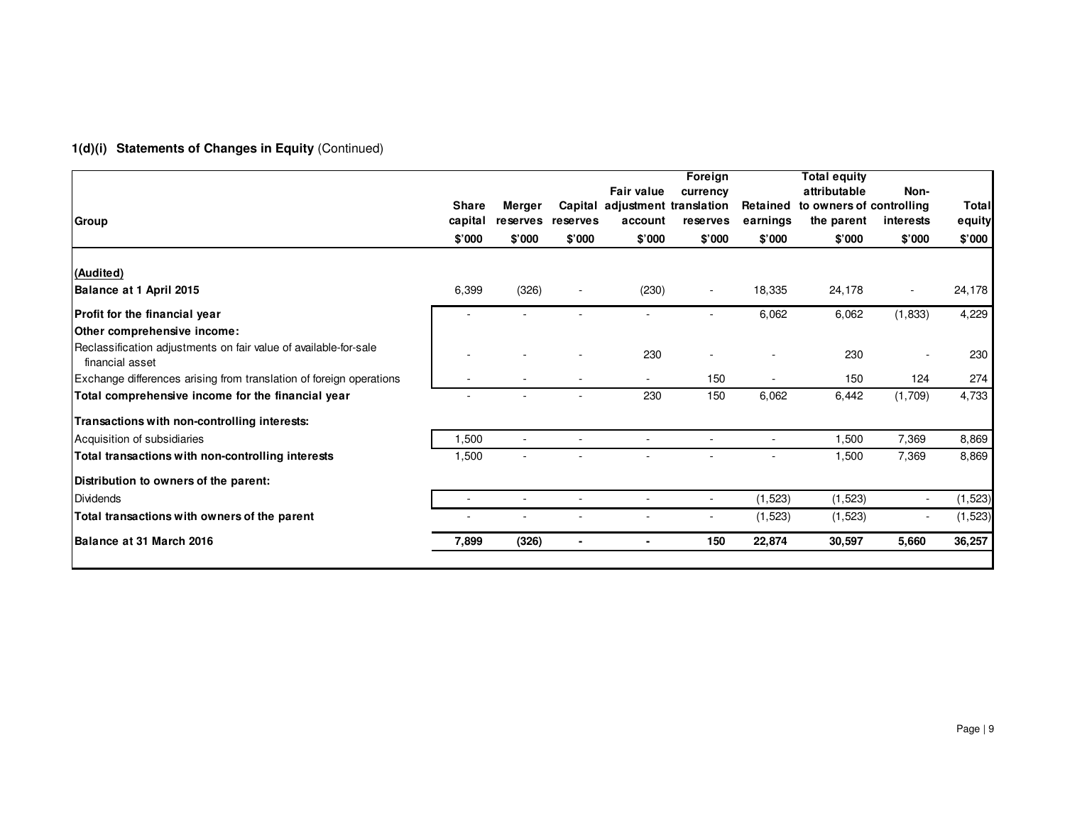### 1(d)(i) Statements of Changes in Equity (Continued)

| Group | Share capital | Merger reserves | Capital reserves | Fair value adjustment account | Foreign currency translation reserves | Retained earnings | Total equity attributable to owners of the parent | Non-controlling interests | Total equity |
|---|---|---|---|---|---|---|---|---|---|
| | $'000 | $'000 | $'000 | $'000 | $'000 | $'000 | $'000 | $'000 | $'000 |
| **(Audited)** | | | | | | | | | |
| **Balance at 1 April 2015** | 6,399 | (326) | - | (230) | - | 18,335 | 24,178 | - | 24,178 |
| **Profit for the financial year** | - | - | - | - | - | 6,062 | 6,062 | (1,833) | 4,229 |
| **Other comprehensive income:** | | | | | | | | | |
| Reclassification adjustments on fair value of available-for-sale financial asset | - | - | - | 230 | - | - | 230 | - | 230 |
| Exchange differences arising from translation of foreign operations | - | - | - | - | 150 | - | 150 | 124 | 274 |
| **Total comprehensive income for the financial year** | - | - | - | 230 | 150 | 6,062 | 6,442 | (1,709) | 4,733 |
| **Transactions with non-controlling interests:** | | | | | | | | | |
| Acquisition of subsidiaries | 1,500 | - | - | - | - | - | 1,500 | 7,369 | 8,869 |
| **Total transactions with non-controlling interests** | 1,500 | - | - | - | - | - | 1,500 | 7,369 | 8,869 |
| **Distribution to owners of the parent:** | | | | | | | | | |
| Dividends | - | - | - | - | - | (1,523) | (1,523) | - | (1,523) |
| **Total transactions with owners of the parent** | - | - | - | - | - | (1,523) | (1,523) | - | (1,523) |
| **Balance at 31 March 2016** | **7,899** | **(326)** | **-** | **-** | **150** | **22,874** | **30,597** | **5,660** | **36,257** |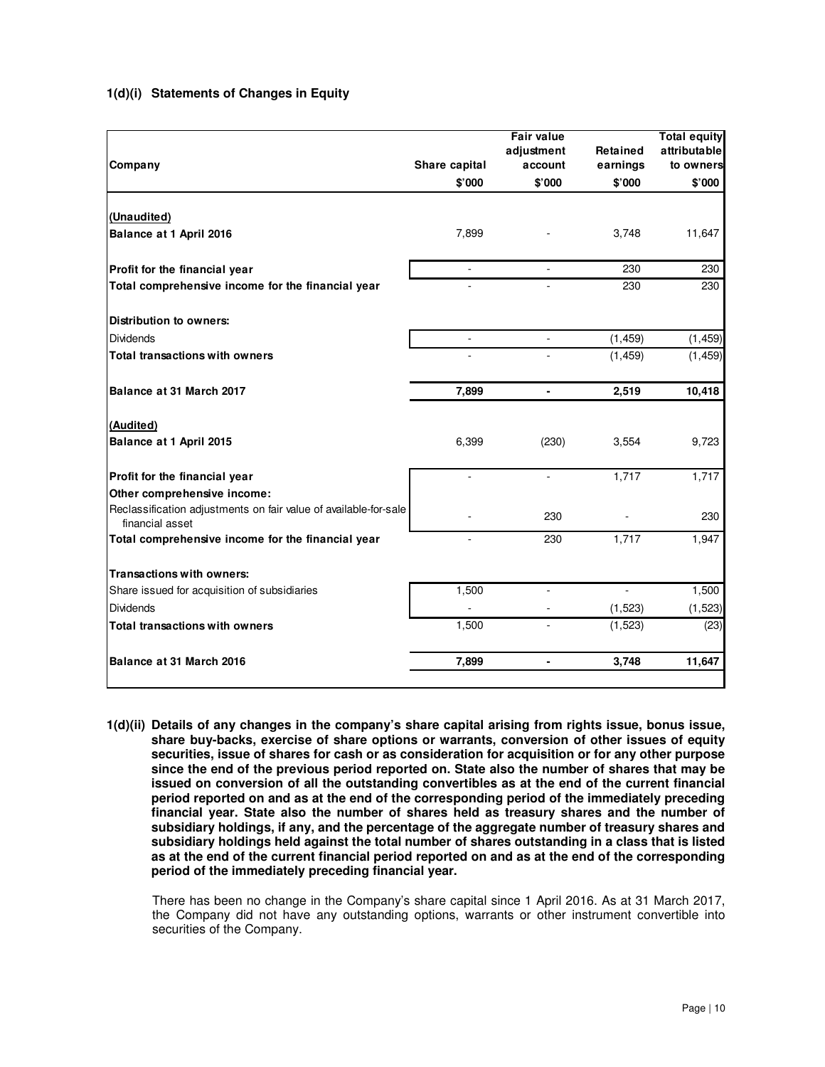### 1(d)(i) Statements of Changes in Equity

| Company | Share capital | Fair value adjustment account | Retained earnings | Total equity attributable to owners |
|---|---|---|---|---|
| | $'000 | $'000 | $'000 | $'000 |
| **(Unaudited)** | | | | |
| **Balance at 1 April 2016** | 7,899 | - | 3,748 | 11,647 |
| **Profit for the financial year** | - | - | 230 | 230 |
| **Total comprehensive income for the financial year** | - | - | 230 | 230 |
| **Distribution to owners:** | | | | |
| Dividends | - | - | (1,459) | (1,459) |
| **Total transactions with owners** | - | - | (1,459) | (1,459) |
| **Balance at 31 March 2017** | **7,899** | **-** | **2,519** | **10,418** |
| **(Audited)** | | | | |
| **Balance at 1 April 2015** | 6,399 | (230) | 3,554 | 9,723 |
| **Profit for the financial year** | - | - | 1,717 | 1,717 |
| **Other comprehensive income:** | | | | |
| Reclassification adjustments on fair value of available-for-sale financial asset | - | 230 | - | 230 |
| **Total comprehensive income for the financial year** | - | 230 | 1,717 | 1,947 |
| **Transactions with owners:** | | | | |
| Share issued for acquisition of subsidiaries | 1,500 | - | - | 1,500 |
| Dividends | - | - | (1,523) | (1,523) |
| **Total transactions with owners** | 1,500 | - | (1,523) | (23) |
| **Balance at 31 March 2016** | **7,899** | **-** | **3,748** | **11,647** |

**1(d)(ii) Details of any changes in the company's share capital arising from rights issue, bonus issue, share buy-backs, exercise of share options or warrants, conversion of other issues of equity securities, issue of shares for cash or as consideration for acquisition or for any other purpose since the end of the previous period reported on. State also the number of shares that may be issued on conversion of all the outstanding convertibles as at the end of the current financial period reported on and as at the end of the corresponding period of the immediately preceding financial year. State also the number of shares held as treasury shares and the number of subsidiary holdings, if any, and the percentage of the aggregate number of treasury shares and subsidiary holdings held against the total number of shares outstanding in a class that is listed as at the end of the current financial period reported on and as at the end of the corresponding period of the immediately preceding financial year.**

There has been no change in the Company's share capital since 1 April 2016. As at 31 March 2017, the Company did not have any outstanding options, warrants or other instrument convertible into securities of the Company.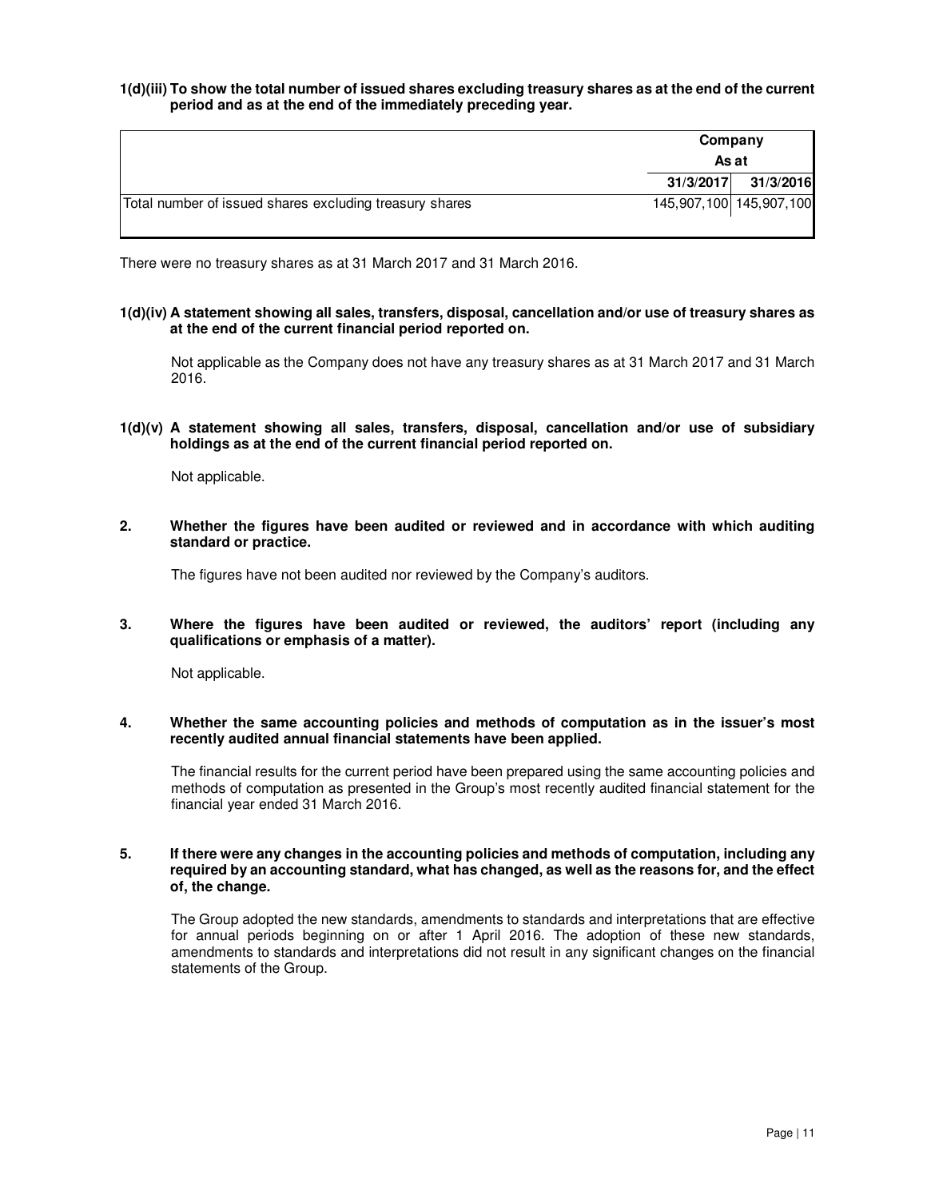**1(d)(iii) To show the total number of issued shares excluding treasury shares as at the end of the current period and as at the end of the immediately preceding year.**

| | Company | |
|---|---|---|
| | As at | |
| | 31/3/2017 | 31/3/2016 |
| Total number of issued shares excluding treasury shares | 145,907,100 | 145,907,100 |

There were no treasury shares as at 31 March 2017 and 31 March 2016.

**1(d)(iv) A statement showing all sales, transfers, disposal, cancellation and/or use of treasury shares as at the end of the current financial period reported on.**

Not applicable as the Company does not have any treasury shares as at 31 March 2017 and 31 March 2016.

**1(d)(v) A statement showing all sales, transfers, disposal, cancellation and/or use of subsidiary holdings as at the end of the current financial period reported on.**

Not applicable.

**2. Whether the figures have been audited or reviewed and in accordance with which auditing standard or practice.**

The figures have not been audited nor reviewed by the Company's auditors.

**3. Where the figures have been audited or reviewed, the auditors' report (including any qualifications or emphasis of a matter).**

Not applicable.

**4. Whether the same accounting policies and methods of computation as in the issuer's most recently audited annual financial statements have been applied.**

The financial results for the current period have been prepared using the same accounting policies and methods of computation as presented in the Group's most recently audited financial statement for the financial year ended 31 March 2016.

**5. If there were any changes in the accounting policies and methods of computation, including any required by an accounting standard, what has changed, as well as the reasons for, and the effect of, the change.**

The Group adopted the new standards, amendments to standards and interpretations that are effective for annual periods beginning on or after 1 April 2016. The adoption of these new standards, amendments to standards and interpretations did not result in any significant changes on the financial statements of the Group.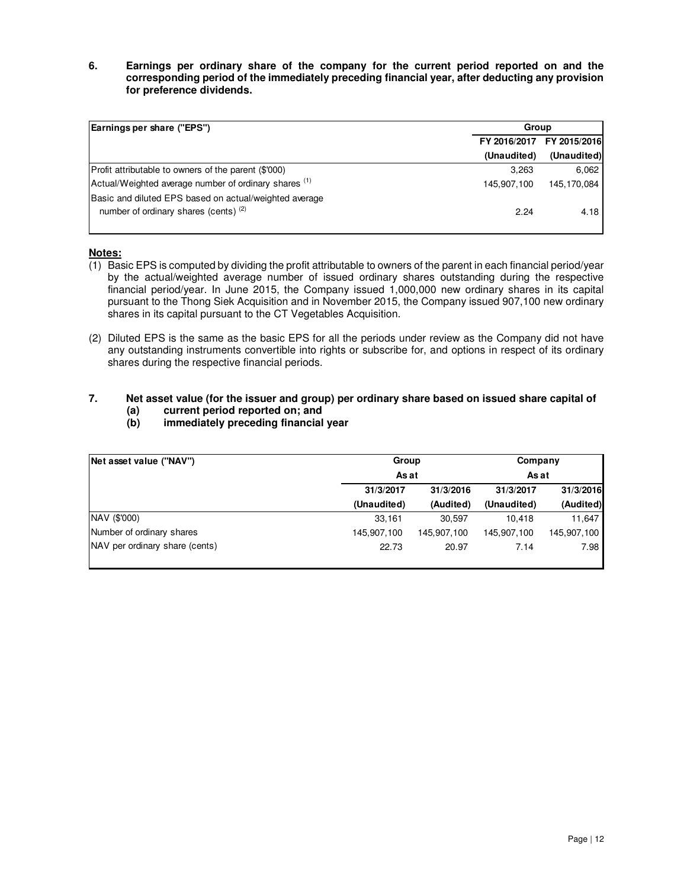**6. Earnings per ordinary share of the company for the current period reported on and the corresponding period of the immediately preceding financial year, after deducting any provision for preference dividends.**

| Earnings per share ("EPS") | Group | |
|---|---|---|
| | FY 2016/2017 | FY 2015/2016 |
| | (Unaudited) | (Unaudited) |
| Profit attributable to owners of the parent ($'000) | 3,263 | 6,062 |
| Actual/Weighted average number of ordinary shares [(1)] | 145,907,100 | 145,170,084 |
| Basic and diluted EPS based on actual/weighted average number of ordinary shares (cents) [(2)] | 2.24 | 4.18 |

**Notes:**

(1) Basic EPS is computed by dividing the profit attributable to owners of the parent in each financial period/year by the actual/weighted average number of issued ordinary shares outstanding during the respective financial period/year. In June 2015, the Company issued 1,000,000 new ordinary shares in its capital pursuant to the Thong Siek Acquisition and in November 2015, the Company issued 907,100 new ordinary shares in its capital pursuant to the CT Vegetables Acquisition.

(2) Diluted EPS is the same as the basic EPS for all the periods under review as the Company did not have any outstanding instruments convertible into rights or subscribe for, and options in respect of its ordinary shares during the respective financial periods.

**7. Net asset value (for the issuer and group) per ordinary share based on issued share capital of**
**(a) current period reported on; and**
**(b) immediately preceding financial year**

| Net asset value ("NAV") | Group | | Company | |
|---|---|---|---|---|
| | As at | | As at | |
| | 31/3/2017 | 31/3/2016 | 31/3/2017 | 31/3/2016 |
| | (Unaudited) | (Audited) | (Unaudited) | (Audited) |
| NAV ($'000) | 33,161 | 30,597 | 10,418 | 11,647 |
| Number of ordinary shares | 145,907,100 | 145,907,100 | 145,907,100 | 145,907,100 |
| NAV per ordinary share (cents) | 22.73 | 20.97 | 7.14 | 7.98 |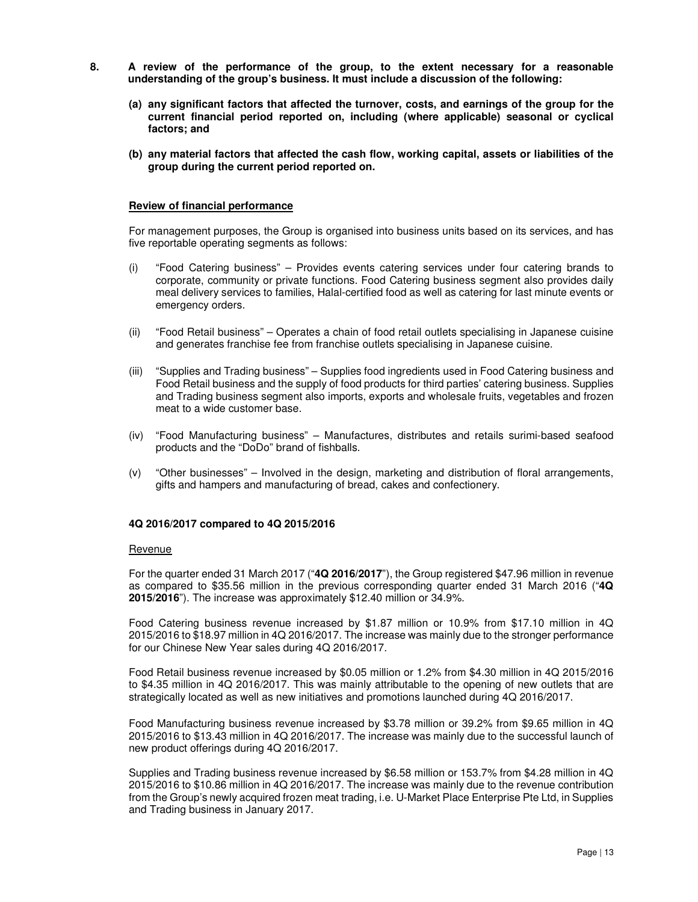**8. A review of the performance of the group, to the extent necessary for a reasonable understanding of the group's business. It must include a discussion of the following:**

**(a) any significant factors that affected the turnover, costs, and earnings of the group for the current financial period reported on, including (where applicable) seasonal or cyclical factors; and**

**(b) any material factors that affected the cash flow, working capital, assets or liabilities of the group during the current period reported on.**

**Review of financial performance**

For management purposes, the Group is organised into business units based on its services, and has five reportable operating segments as follows:

(i) "Food Catering business" – Provides events catering services under four catering brands to corporate, community or private functions. Food Catering business segment also provides daily meal delivery services to families, Halal-certified food as well as catering for last minute events or emergency orders.

(ii) "Food Retail business" – Operates a chain of food retail outlets specialising in Japanese cuisine and generates franchise fee from franchise outlets specialising in Japanese cuisine.

(iii) "Supplies and Trading business" – Supplies food ingredients used in Food Catering business and Food Retail business and the supply of food products for third parties' catering business. Supplies and Trading business segment also imports, exports and wholesale fruits, vegetables and frozen meat to a wide customer base.

(iv) "Food Manufacturing business" – Manufactures, distributes and retails surimi-based seafood products and the "DoDo" brand of fishballs.

(v) "Other businesses" – Involved in the design, marketing and distribution of floral arrangements, gifts and hampers and manufacturing of bread, cakes and confectionery.

**4Q 2016/2017 compared to 4Q 2015/2016**

Revenue

For the quarter ended 31 March 2017 ("**4Q 2016/2017**"), the Group registered $47.96 million in revenue as compared to $35.56 million in the previous corresponding quarter ended 31 March 2016 ("**4Q 2015/2016**"). The increase was approximately $12.40 million or 34.9%.

Food Catering business revenue increased by $1.87 million or 10.9% from $17.10 million in 4Q 2015/2016 to $18.97 million in 4Q 2016/2017. The increase was mainly due to the stronger performance for our Chinese New Year sales during 4Q 2016/2017.

Food Retail business revenue increased by $0.05 million or 1.2% from $4.30 million in 4Q 2015/2016 to $4.35 million in 4Q 2016/2017. This was mainly attributable to the opening of new outlets that are strategically located as well as new initiatives and promotions launched during 4Q 2016/2017.

Food Manufacturing business revenue increased by $3.78 million or 39.2% from $9.65 million in 4Q 2015/2016 to $13.43 million in 4Q 2016/2017. The increase was mainly due to the successful launch of new product offerings during 4Q 2016/2017.

Supplies and Trading business revenue increased by $6.58 million or 153.7% from $4.28 million in 4Q 2015/2016 to $10.86 million in 4Q 2016/2017. The increase was mainly due to the revenue contribution from the Group's newly acquired frozen meat trading, i.e. U-Market Place Enterprise Pte Ltd, in Supplies and Trading business in January 2017.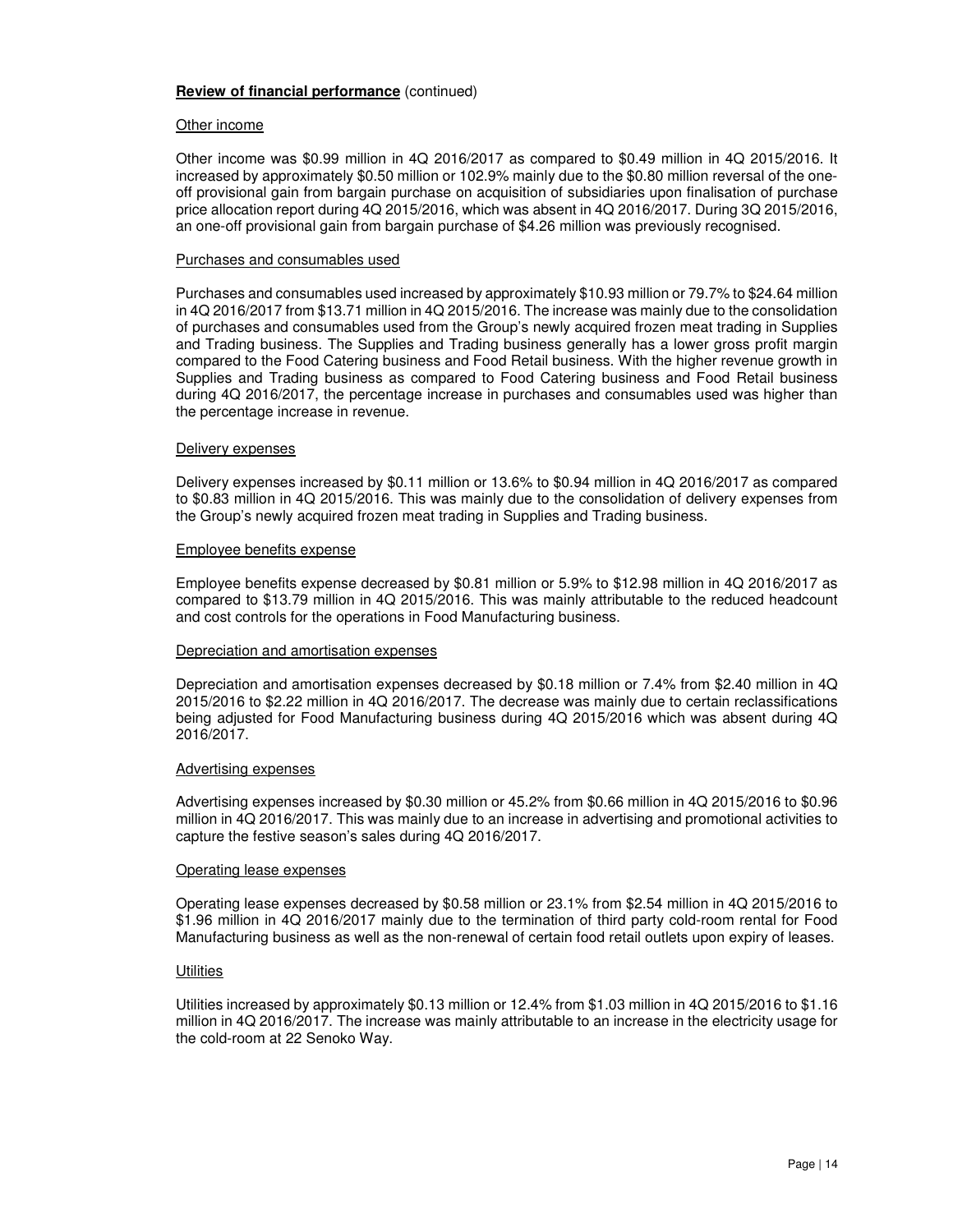**Review of financial performance** (continued)

Other income

Other income was \$0.99 million in 4Q 2016/2017 as compared to \$0.49 million in 4Q 2015/2016. It increased by approximately \$0.50 million or 102.9% mainly due to the \$0.80 million reversal of the one-off provisional gain from bargain purchase on acquisition of subsidiaries upon finalisation of purchase price allocation report during 4Q 2015/2016, which was absent in 4Q 2016/2017. During 3Q 2015/2016, an one-off provisional gain from bargain purchase of \$4.26 million was previously recognised.

Purchases and consumables used

Purchases and consumables used increased by approximately \$10.93 million or 79.7% to \$24.64 million in 4Q 2016/2017 from \$13.71 million in 4Q 2015/2016. The increase was mainly due to the consolidation of purchases and consumables used from the Group's newly acquired frozen meat trading in Supplies and Trading business. The Supplies and Trading business generally has a lower gross profit margin compared to the Food Catering business and Food Retail business. With the higher revenue growth in Supplies and Trading business as compared to Food Catering business and Food Retail business during 4Q 2016/2017, the percentage increase in purchases and consumables used was higher than the percentage increase in revenue.

Delivery expenses

Delivery expenses increased by \$0.11 million or 13.6% to \$0.94 million in 4Q 2016/2017 as compared to \$0.83 million in 4Q 2015/2016. This was mainly due to the consolidation of delivery expenses from the Group's newly acquired frozen meat trading in Supplies and Trading business.

Employee benefits expense

Employee benefits expense decreased by \$0.81 million or 5.9% to \$12.98 million in 4Q 2016/2017 as compared to \$13.79 million in 4Q 2015/2016. This was mainly attributable to the reduced headcount and cost controls for the operations in Food Manufacturing business.

Depreciation and amortisation expenses

Depreciation and amortisation expenses decreased by \$0.18 million or 7.4% from \$2.40 million in 4Q 2015/2016 to \$2.22 million in 4Q 2016/2017. The decrease was mainly due to certain reclassifications being adjusted for Food Manufacturing business during 4Q 2015/2016 which was absent during 4Q 2016/2017.

Advertising expenses

Advertising expenses increased by \$0.30 million or 45.2% from \$0.66 million in 4Q 2015/2016 to \$0.96 million in 4Q 2016/2017. This was mainly due to an increase in advertising and promotional activities to capture the festive season's sales during 4Q 2016/2017.

Operating lease expenses

Operating lease expenses decreased by \$0.58 million or 23.1% from \$2.54 million in 4Q 2015/2016 to \$1.96 million in 4Q 2016/2017 mainly due to the termination of third party cold-room rental for Food Manufacturing business as well as the non-renewal of certain food retail outlets upon expiry of leases.

Utilities

Utilities increased by approximately \$0.13 million or 12.4% from \$1.03 million in 4Q 2015/2016 to \$1.16 million in 4Q 2016/2017. The increase was mainly attributable to an increase in the electricity usage for the cold-room at 22 Senoko Way.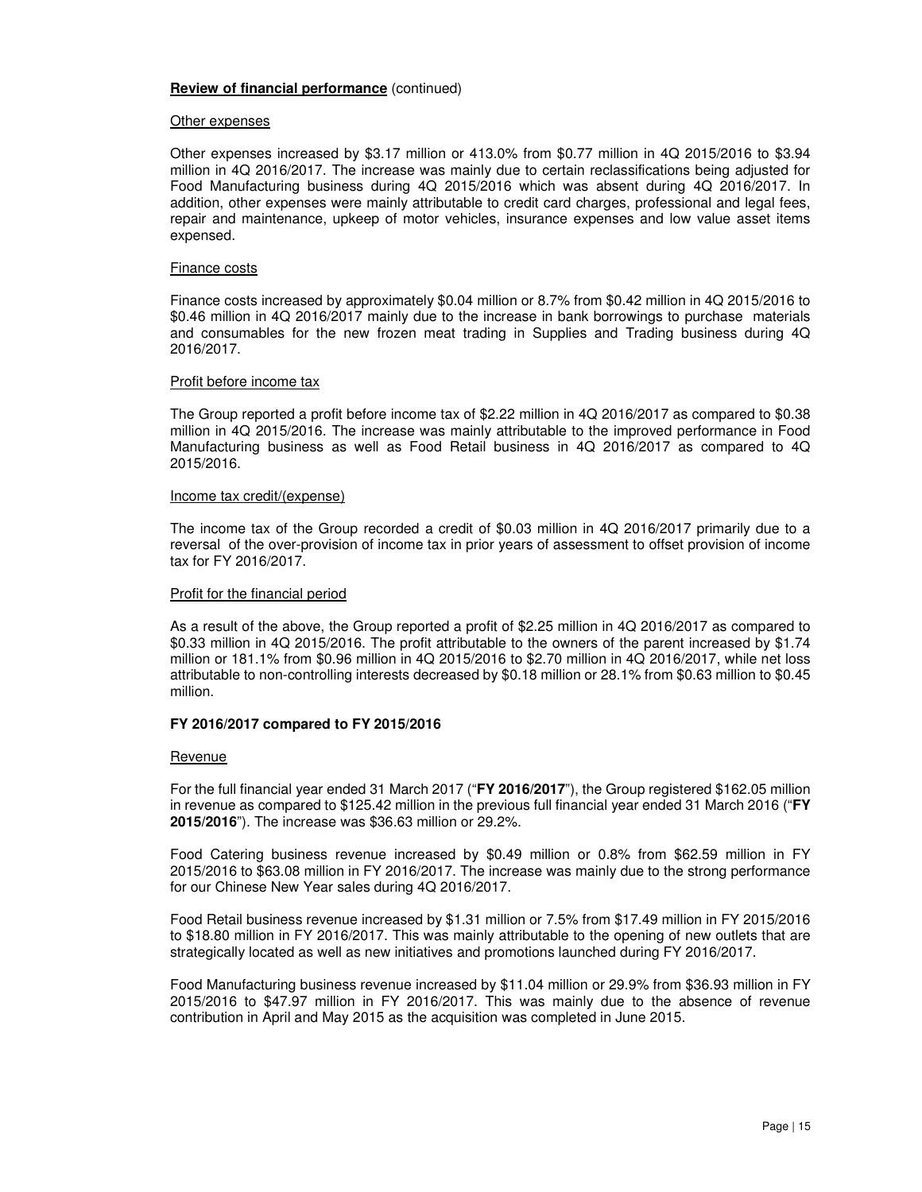**Review of financial performance** (continued)

Other expenses

Other expenses increased by $3.17 million or 413.0% from $0.77 million in 4Q 2015/2016 to $3.94 million in 4Q 2016/2017. The increase was mainly due to certain reclassifications being adjusted for Food Manufacturing business during 4Q 2015/2016 which was absent during 4Q 2016/2017. In addition, other expenses were mainly attributable to credit card charges, professional and legal fees, repair and maintenance, upkeep of motor vehicles, insurance expenses and low value asset items expensed.

Finance costs

Finance costs increased by approximately $0.04 million or 8.7% from $0.42 million in 4Q 2015/2016 to $0.46 million in 4Q 2016/2017 mainly due to the increase in bank borrowings to purchase materials and consumables for the new frozen meat trading in Supplies and Trading business during 4Q 2016/2017.

Profit before income tax

The Group reported a profit before income tax of $2.22 million in 4Q 2016/2017 as compared to $0.38 million in 4Q 2015/2016. The increase was mainly attributable to the improved performance in Food Manufacturing business as well as Food Retail business in 4Q 2016/2017 as compared to 4Q 2015/2016.

Income tax credit/(expense)

The income tax of the Group recorded a credit of $0.03 million in 4Q 2016/2017 primarily due to a reversal of the over-provision of income tax in prior years of assessment to offset provision of income tax for FY 2016/2017.

Profit for the financial period

As a result of the above, the Group reported a profit of $2.25 million in 4Q 2016/2017 as compared to $0.33 million in 4Q 2015/2016. The profit attributable to the owners of the parent increased by $1.74 million or 181.1% from $0.96 million in 4Q 2015/2016 to $2.70 million in 4Q 2016/2017, while net loss attributable to non-controlling interests decreased by $0.18 million or 28.1% from $0.63 million to $0.45 million.

**FY 2016/2017 compared to FY 2015/2016**

Revenue

For the full financial year ended 31 March 2017 ("**FY 2016/2017**"), the Group registered $162.05 million in revenue as compared to $125.42 million in the previous full financial year ended 31 March 2016 ("**FY 2015/2016**"). The increase was $36.63 million or 29.2%.

Food Catering business revenue increased by $0.49 million or 0.8% from $62.59 million in FY 2015/2016 to $63.08 million in FY 2016/2017. The increase was mainly due to the strong performance for our Chinese New Year sales during 4Q 2016/2017.

Food Retail business revenue increased by $1.31 million or 7.5% from $17.49 million in FY 2015/2016 to $18.80 million in FY 2016/2017. This was mainly attributable to the opening of new outlets that are strategically located as well as new initiatives and promotions launched during FY 2016/2017.

Food Manufacturing business revenue increased by $11.04 million or 29.9% from $36.93 million in FY 2015/2016 to $47.97 million in FY 2016/2017. This was mainly due to the absence of revenue contribution in April and May 2015 as the acquisition was completed in June 2015.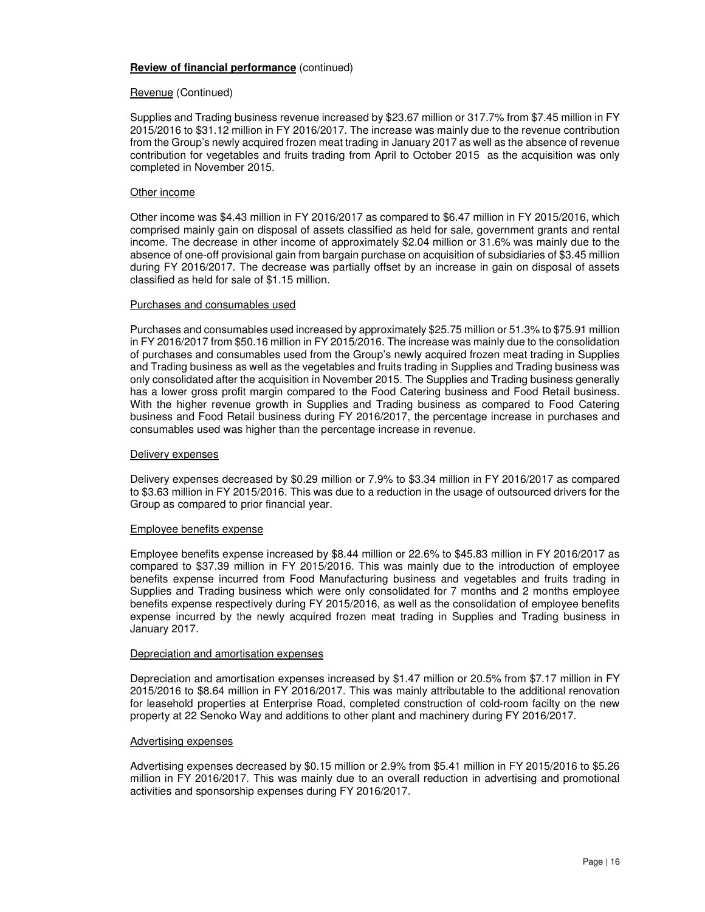**Review of financial performance** (continued)

Revenue (Continued)

Supplies and Trading business revenue increased by $23.67 million or 317.7% from $7.45 million in FY 2015/2016 to $31.12 million in FY 2016/2017. The increase was mainly due to the revenue contribution from the Group's newly acquired frozen meat trading in January 2017 as well as the absence of revenue contribution for vegetables and fruits trading from April to October 2015 as the acquisition was only completed in November 2015.

Other income

Other income was $4.43 million in FY 2016/2017 as compared to $6.47 million in FY 2015/2016, which comprised mainly gain on disposal of assets classified as held for sale, government grants and rental income. The decrease in other income of approximately $2.04 million or 31.6% was mainly due to the absence of one-off provisional gain from bargain purchase on acquisition of subsidiaries of $3.45 million during FY 2016/2017. The decrease was partially offset by an increase in gain on disposal of assets classified as held for sale of $1.15 million.

Purchases and consumables used

Purchases and consumables used increased by approximately $25.75 million or 51.3% to $75.91 million in FY 2016/2017 from $50.16 million in FY 2015/2016. The increase was mainly due to the consolidation of purchases and consumables used from the Group's newly acquired frozen meat trading in Supplies and Trading business as well as the vegetables and fruits trading in Supplies and Trading business was only consolidated after the acquisition in November 2015. The Supplies and Trading business generally has a lower gross profit margin compared to the Food Catering business and Food Retail business. With the higher revenue growth in Supplies and Trading business as compared to Food Catering business and Food Retail business during FY 2016/2017, the percentage increase in purchases and consumables used was higher than the percentage increase in revenue.

Delivery expenses

Delivery expenses decreased by $0.29 million or 7.9% to $3.34 million in FY 2016/2017 as compared to $3.63 million in FY 2015/2016. This was due to a reduction in the usage of outsourced drivers for the Group as compared to prior financial year.

Employee benefits expense

Employee benefits expense increased by $8.44 million or 22.6% to $45.83 million in FY 2016/2017 as compared to $37.39 million in FY 2015/2016. This was mainly due to the introduction of employee benefits expense incurred from Food Manufacturing business and vegetables and fruits trading in Supplies and Trading business which were only consolidated for 7 months and 2 months employee benefits expense respectively during FY 2015/2016, as well as the consolidation of employee benefits expense incurred by the newly acquired frozen meat trading in Supplies and Trading business in January 2017.

Depreciation and amortisation expenses

Depreciation and amortisation expenses increased by $1.47 million or 20.5% from $7.17 million in FY 2015/2016 to $8.64 million in FY 2016/2017. This was mainly attributable to the additional renovation for leasehold properties at Enterprise Road, completed construction of cold-room facilty on the new property at 22 Senoko Way and additions to other plant and machinery during FY 2016/2017.

Advertising expenses

Advertising expenses decreased by $0.15 million or 2.9% from $5.41 million in FY 2015/2016 to $5.26 million in FY 2016/2017. This was mainly due to an overall reduction in advertising and promotional activities and sponsorship expenses during FY 2016/2017.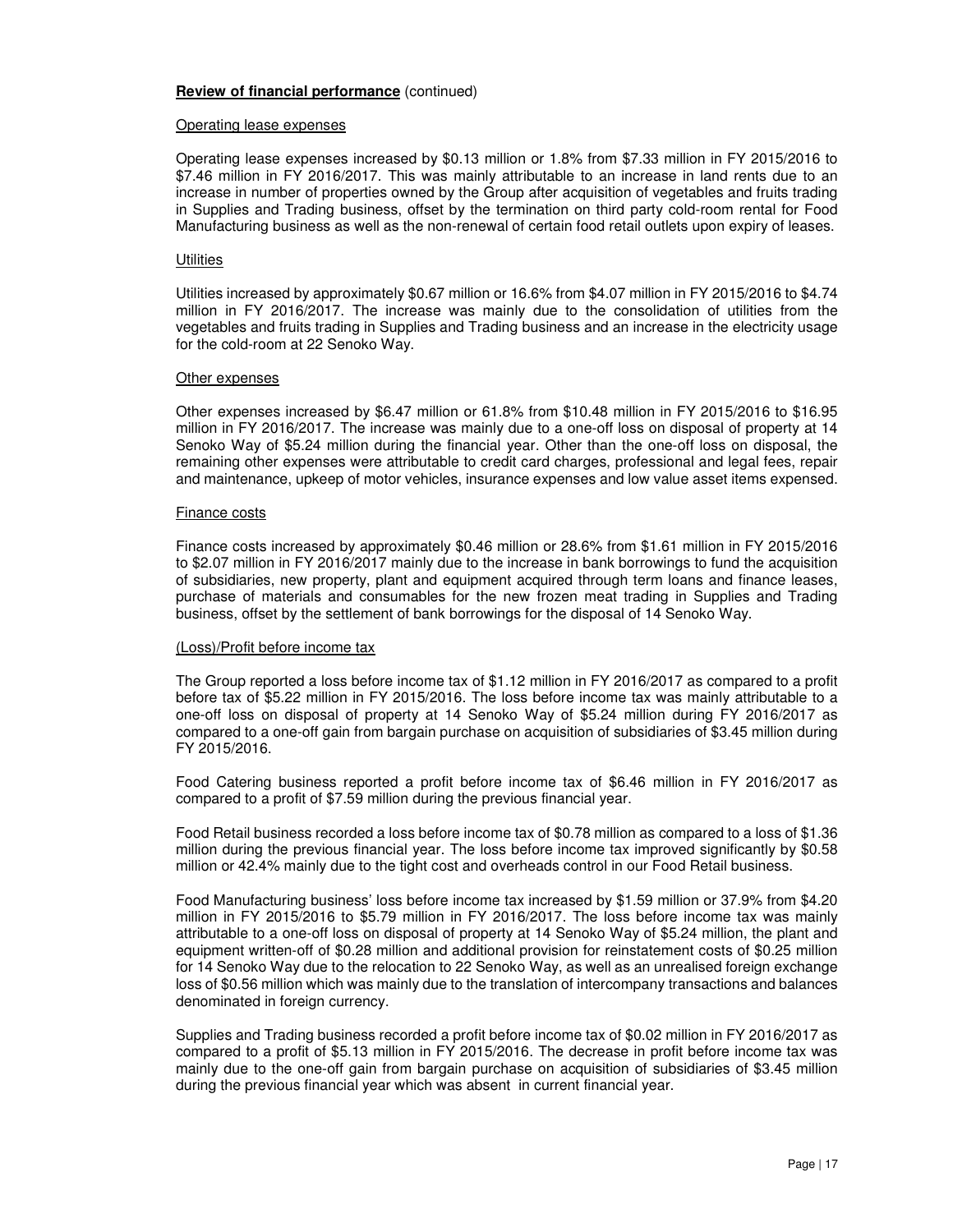**Review of financial performance** (continued)

Operating lease expenses

Operating lease expenses increased by $0.13 million or 1.8% from $7.33 million in FY 2015/2016 to $7.46 million in FY 2016/2017. This was mainly attributable to an increase in land rents due to an increase in number of properties owned by the Group after acquisition of vegetables and fruits trading in Supplies and Trading business, offset by the termination on third party cold-room rental for Food Manufacturing business as well as the non-renewal of certain food retail outlets upon expiry of leases.

Utilities

Utilities increased by approximately $0.67 million or 16.6% from $4.07 million in FY 2015/2016 to $4.74 million in FY 2016/2017. The increase was mainly due to the consolidation of utilities from the vegetables and fruits trading in Supplies and Trading business and an increase in the electricity usage for the cold-room at 22 Senoko Way.

Other expenses

Other expenses increased by $6.47 million or 61.8% from $10.48 million in FY 2015/2016 to $16.95 million in FY 2016/2017. The increase was mainly due to a one-off loss on disposal of property at 14 Senoko Way of $5.24 million during the financial year. Other than the one-off loss on disposal, the remaining other expenses were attributable to credit card charges, professional and legal fees, repair and maintenance, upkeep of motor vehicles, insurance expenses and low value asset items expensed.

Finance costs

Finance costs increased by approximately $0.46 million or 28.6% from $1.61 million in FY 2015/2016 to $2.07 million in FY 2016/2017 mainly due to the increase in bank borrowings to fund the acquisition of subsidiaries, new property, plant and equipment acquired through term loans and finance leases, purchase of materials and consumables for the new frozen meat trading in Supplies and Trading business, offset by the settlement of bank borrowings for the disposal of 14 Senoko Way.

(Loss)/Profit before income tax

The Group reported a loss before income tax of $1.12 million in FY 2016/2017 as compared to a profit before tax of $5.22 million in FY 2015/2016. The loss before income tax was mainly attributable to a one-off loss on disposal of property at 14 Senoko Way of $5.24 million during FY 2016/2017 as compared to a one-off gain from bargain purchase on acquisition of subsidiaries of $3.45 million during FY 2015/2016.

Food Catering business reported a profit before income tax of $6.46 million in FY 2016/2017 as compared to a profit of $7.59 million during the previous financial year.

Food Retail business recorded a loss before income tax of $0.78 million as compared to a loss of $1.36 million during the previous financial year. The loss before income tax improved significantly by $0.58 million or 42.4% mainly due to the tight cost and overheads control in our Food Retail business.

Food Manufacturing business' loss before income tax increased by $1.59 million or 37.9% from $4.20 million in FY 2015/2016 to $5.79 million in FY 2016/2017. The loss before income tax was mainly attributable to a one-off loss on disposal of property at 14 Senoko Way of $5.24 million, the plant and equipment written-off of $0.28 million and additional provision for reinstatement costs of $0.25 million for 14 Senoko Way due to the relocation to 22 Senoko Way, as well as an unrealised foreign exchange loss of $0.56 million which was mainly due to the translation of intercompany transactions and balances denominated in foreign currency.

Supplies and Trading business recorded a profit before income tax of $0.02 million in FY 2016/2017 as compared to a profit of $5.13 million in FY 2015/2016. The decrease in profit before income tax was mainly due to the one-off gain from bargain purchase on acquisition of subsidiaries of $3.45 million during the previous financial year which was absent in current financial year.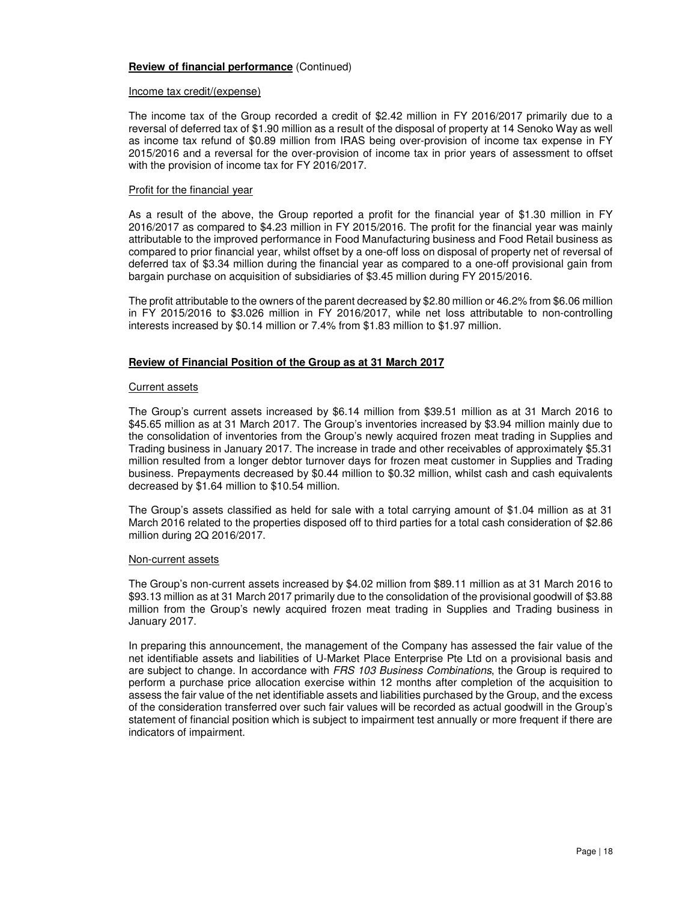**Review of financial performance** (Continued)

Income tax credit/(expense)

The income tax of the Group recorded a credit of $2.42 million in FY 2016/2017 primarily due to a reversal of deferred tax of $1.90 million as a result of the disposal of property at 14 Senoko Way as well as income tax refund of $0.89 million from IRAS being over-provision of income tax expense in FY 2015/2016 and a reversal for the over-provision of income tax in prior years of assessment to offset with the provision of income tax for FY 2016/2017.

Profit for the financial year

As a result of the above, the Group reported a profit for the financial year of $1.30 million in FY 2016/2017 as compared to $4.23 million in FY 2015/2016. The profit for the financial year was mainly attributable to the improved performance in Food Manufacturing business and Food Retail business as compared to prior financial year, whilst offset by a one-off loss on disposal of property net of reversal of deferred tax of $3.34 million during the financial year as compared to a one-off provisional gain from bargain purchase on acquisition of subsidiaries of $3.45 million during FY 2015/2016.

The profit attributable to the owners of the parent decreased by $2.80 million or 46.2% from $6.06 million in FY 2015/2016 to $3.026 million in FY 2016/2017, while net loss attributable to non-controlling interests increased by $0.14 million or 7.4% from $1.83 million to $1.97 million.

**Review of Financial Position of the Group as at 31 March 2017**

Current assets

The Group's current assets increased by $6.14 million from $39.51 million as at 31 March 2016 to $45.65 million as at 31 March 2017. The Group's inventories increased by $3.94 million mainly due to the consolidation of inventories from the Group's newly acquired frozen meat trading in Supplies and Trading business in January 2017. The increase in trade and other receivables of approximately $5.31 million resulted from a longer debtor turnover days for frozen meat customer in Supplies and Trading business. Prepayments decreased by $0.44 million to $0.32 million, whilst cash and cash equivalents decreased by $1.64 million to $10.54 million.

The Group's assets classified as held for sale with a total carrying amount of $1.04 million as at 31 March 2016 related to the properties disposed off to third parties for a total cash consideration of $2.86 million during 2Q 2016/2017.

Non-current assets

The Group's non-current assets increased by $4.02 million from $89.11 million as at 31 March 2016 to $93.13 million as at 31 March 2017 primarily due to the consolidation of the provisional goodwill of $3.88 million from the Group's newly acquired frozen meat trading in Supplies and Trading business in January 2017.

In preparing this announcement, the management of the Company has assessed the fair value of the net identifiable assets and liabilities of U-Market Place Enterprise Pte Ltd on a provisional basis and are subject to change. In accordance with *FRS 103 Business Combinations*, the Group is required to perform a purchase price allocation exercise within 12 months after completion of the acquisition to assess the fair value of the net identifiable assets and liabilities purchased by the Group, and the excess of the consideration transferred over such fair values will be recorded as actual goodwill in the Group's statement of financial position which is subject to impairment test annually or more frequent if there are indicators of impairment.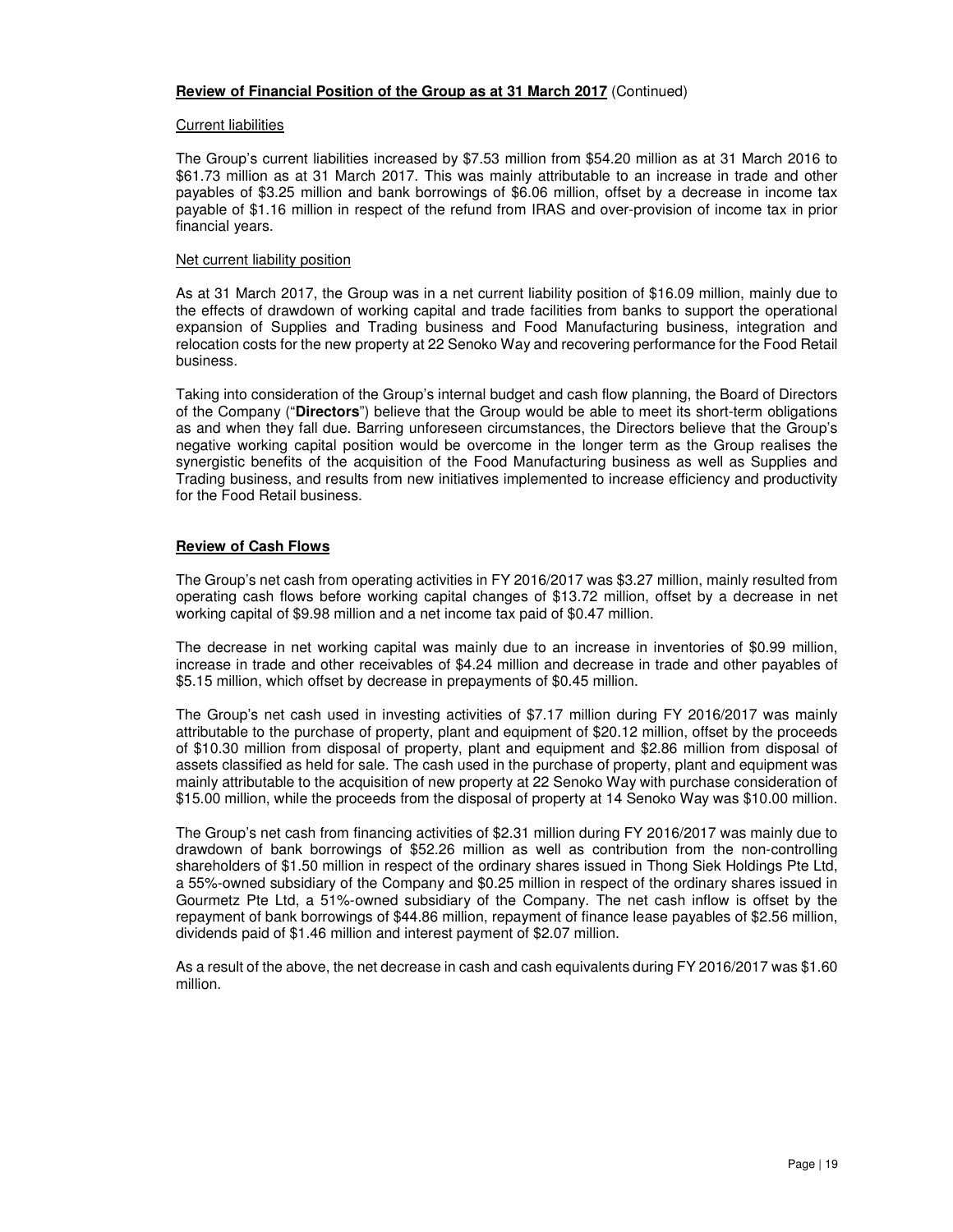**Review of Financial Position of the Group as at 31 March 2017** (Continued)

Current liabilities

The Group's current liabilities increased by $7.53 million from $54.20 million as at 31 March 2016 to $61.73 million as at 31 March 2017. This was mainly attributable to an increase in trade and other payables of $3.25 million and bank borrowings of $6.06 million, offset by a decrease in income tax payable of $1.16 million in respect of the refund from IRAS and over-provision of income tax in prior financial years.

Net current liability position

As at 31 March 2017, the Group was in a net current liability position of $16.09 million, mainly due to the effects of drawdown of working capital and trade facilities from banks to support the operational expansion of Supplies and Trading business and Food Manufacturing business, integration and relocation costs for the new property at 22 Senoko Way and recovering performance for the Food Retail business.

Taking into consideration of the Group's internal budget and cash flow planning, the Board of Directors of the Company ("**Directors**") believe that the Group would be able to meet its short-term obligations as and when they fall due. Barring unforeseen circumstances, the Directors believe that the Group's negative working capital position would be overcome in the longer term as the Group realises the synergistic benefits of the acquisition of the Food Manufacturing business as well as Supplies and Trading business, and results from new initiatives implemented to increase efficiency and productivity for the Food Retail business.

**Review of Cash Flows**

The Group's net cash from operating activities in FY 2016/2017 was $3.27 million, mainly resulted from operating cash flows before working capital changes of $13.72 million, offset by a decrease in net working capital of $9.98 million and a net income tax paid of $0.47 million.

The decrease in net working capital was mainly due to an increase in inventories of $0.99 million, increase in trade and other receivables of $4.24 million and decrease in trade and other payables of $5.15 million, which offset by decrease in prepayments of $0.45 million.

The Group's net cash used in investing activities of $7.17 million during FY 2016/2017 was mainly attributable to the purchase of property, plant and equipment of $20.12 million, offset by the proceeds of $10.30 million from disposal of property, plant and equipment and $2.86 million from disposal of assets classified as held for sale. The cash used in the purchase of property, plant and equipment was mainly attributable to the acquisition of new property at 22 Senoko Way with purchase consideration of $15.00 million, while the proceeds from the disposal of property at 14 Senoko Way was $10.00 million.

The Group's net cash from financing activities of $2.31 million during FY 2016/2017 was mainly due to drawdown of bank borrowings of $52.26 million as well as contribution from the non-controlling shareholders of $1.50 million in respect of the ordinary shares issued in Thong Siek Holdings Pte Ltd, a 55%-owned subsidiary of the Company and $0.25 million in respect of the ordinary shares issued in Gourmetz Pte Ltd, a 51%-owned subsidiary of the Company. The net cash inflow is offset by the repayment of bank borrowings of $44.86 million, repayment of finance lease payables of $2.56 million, dividends paid of $1.46 million and interest payment of $2.07 million.

As a result of the above, the net decrease in cash and cash equivalents during FY 2016/2017 was $1.60 million.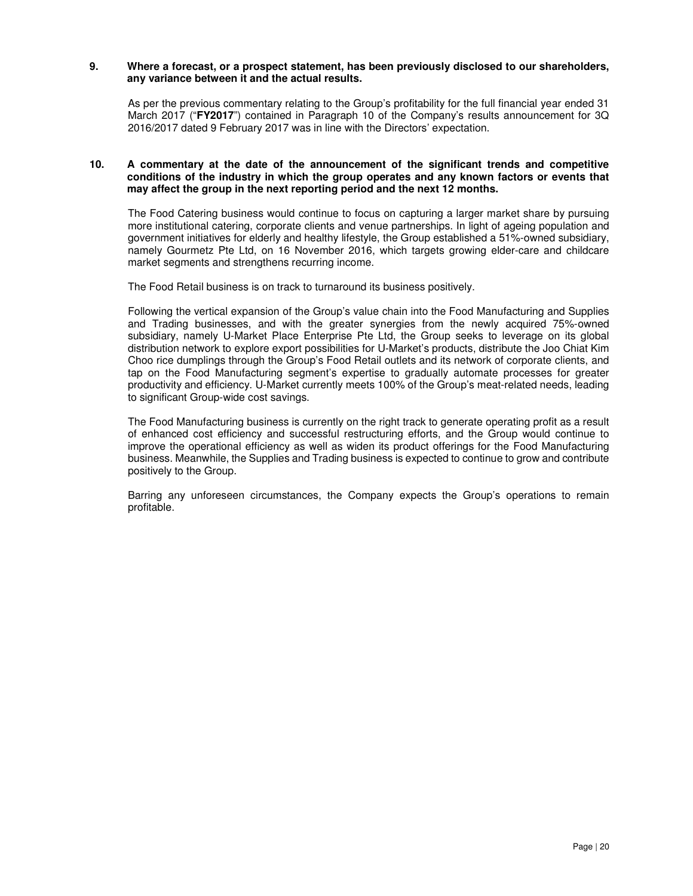**9. Where a forecast, or a prospect statement, has been previously disclosed to our shareholders, any variance between it and the actual results.**

As per the previous commentary relating to the Group's profitability for the full financial year ended 31 March 2017 ("**FY2017**") contained in Paragraph 10 of the Company's results announcement for 3Q 2016/2017 dated 9 February 2017 was in line with the Directors' expectation.

**10. A commentary at the date of the announcement of the significant trends and competitive conditions of the industry in which the group operates and any known factors or events that may affect the group in the next reporting period and the next 12 months.**

The Food Catering business would continue to focus on capturing a larger market share by pursuing more institutional catering, corporate clients and venue partnerships. In light of ageing population and government initiatives for elderly and healthy lifestyle, the Group established a 51%-owned subsidiary, namely Gourmetz Pte Ltd, on 16 November 2016, which targets growing elder-care and childcare market segments and strengthens recurring income.

The Food Retail business is on track to turnaround its business positively.

Following the vertical expansion of the Group's value chain into the Food Manufacturing and Supplies and Trading businesses, and with the greater synergies from the newly acquired 75%-owned subsidiary, namely U-Market Place Enterprise Pte Ltd, the Group seeks to leverage on its global distribution network to explore export possibilities for U-Market's products, distribute the Joo Chiat Kim Choo rice dumplings through the Group's Food Retail outlets and its network of corporate clients, and tap on the Food Manufacturing segment's expertise to gradually automate processes for greater productivity and efficiency. U-Market currently meets 100% of the Group's meat-related needs, leading to significant Group-wide cost savings.

The Food Manufacturing business is currently on the right track to generate operating profit as a result of enhanced cost efficiency and successful restructuring efforts, and the Group would continue to improve the operational efficiency as well as widen its product offerings for the Food Manufacturing business. Meanwhile, the Supplies and Trading business is expected to continue to grow and contribute positively to the Group.

Barring any unforeseen circumstances, the Company expects the Group's operations to remain profitable.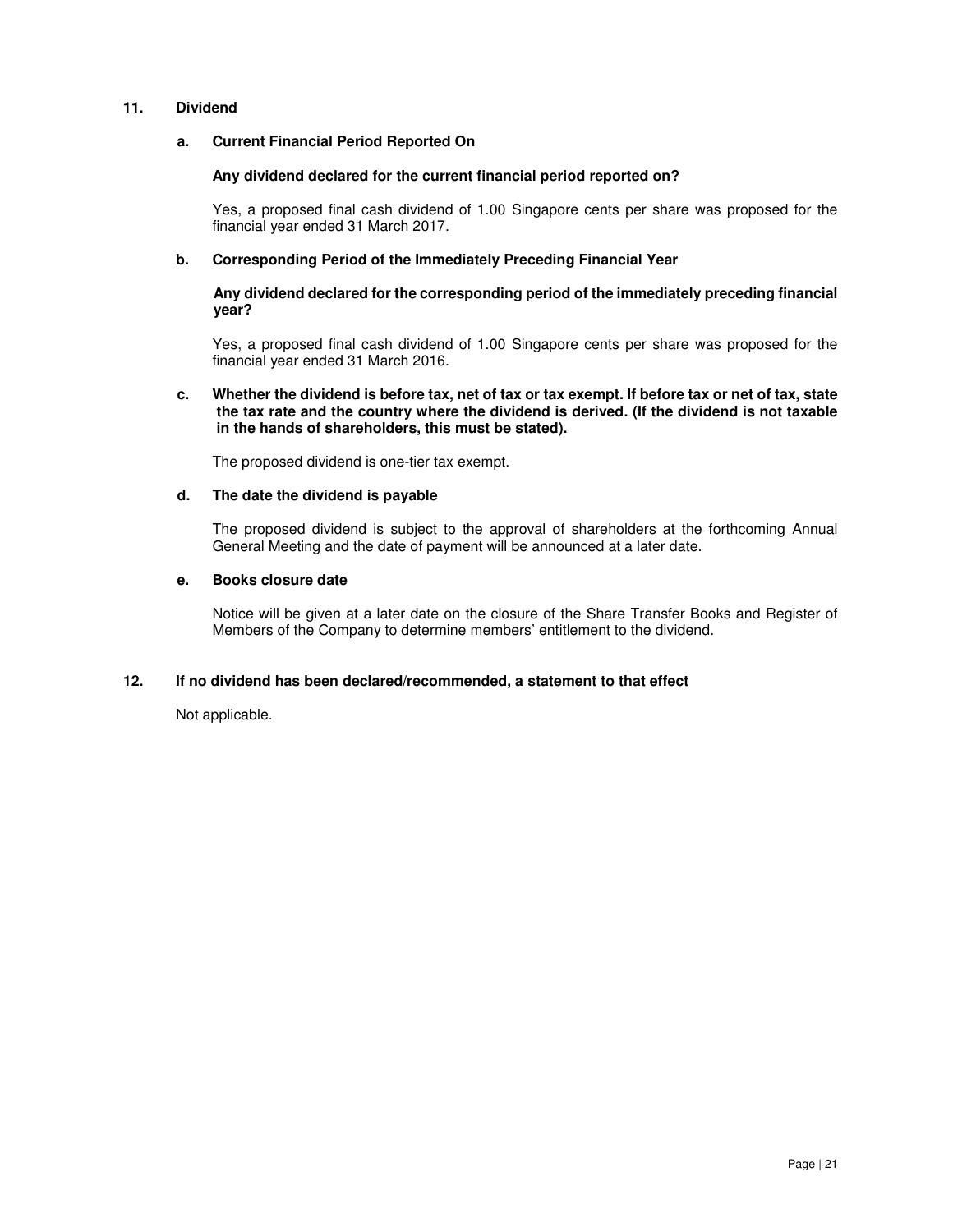## 11. Dividend

### a. Current Financial Period Reported On

**Any dividend declared for the current financial period reported on?**

Yes, a proposed final cash dividend of 1.00 Singapore cents per share was proposed for the financial year ended 31 March 2017.

### b. Corresponding Period of the Immediately Preceding Financial Year

**Any dividend declared for the corresponding period of the immediately preceding financial year?**

Yes, a proposed final cash dividend of 1.00 Singapore cents per share was proposed for the financial year ended 31 March 2016.

### c. Whether the dividend is before tax, net of tax or tax exempt. If before tax or net of tax, state the tax rate and the country where the dividend is derived. (If the dividend is not taxable in the hands of shareholders, this must be stated).

The proposed dividend is one-tier tax exempt.

### d. The date the dividend is payable

The proposed dividend is subject to the approval of shareholders at the forthcoming Annual General Meeting and the date of payment will be announced at a later date.

### e. Books closure date

Notice will be given at a later date on the closure of the Share Transfer Books and Register of Members of the Company to determine members' entitlement to the dividend.

## 12. If no dividend has been declared/recommended, a statement to that effect

Not applicable.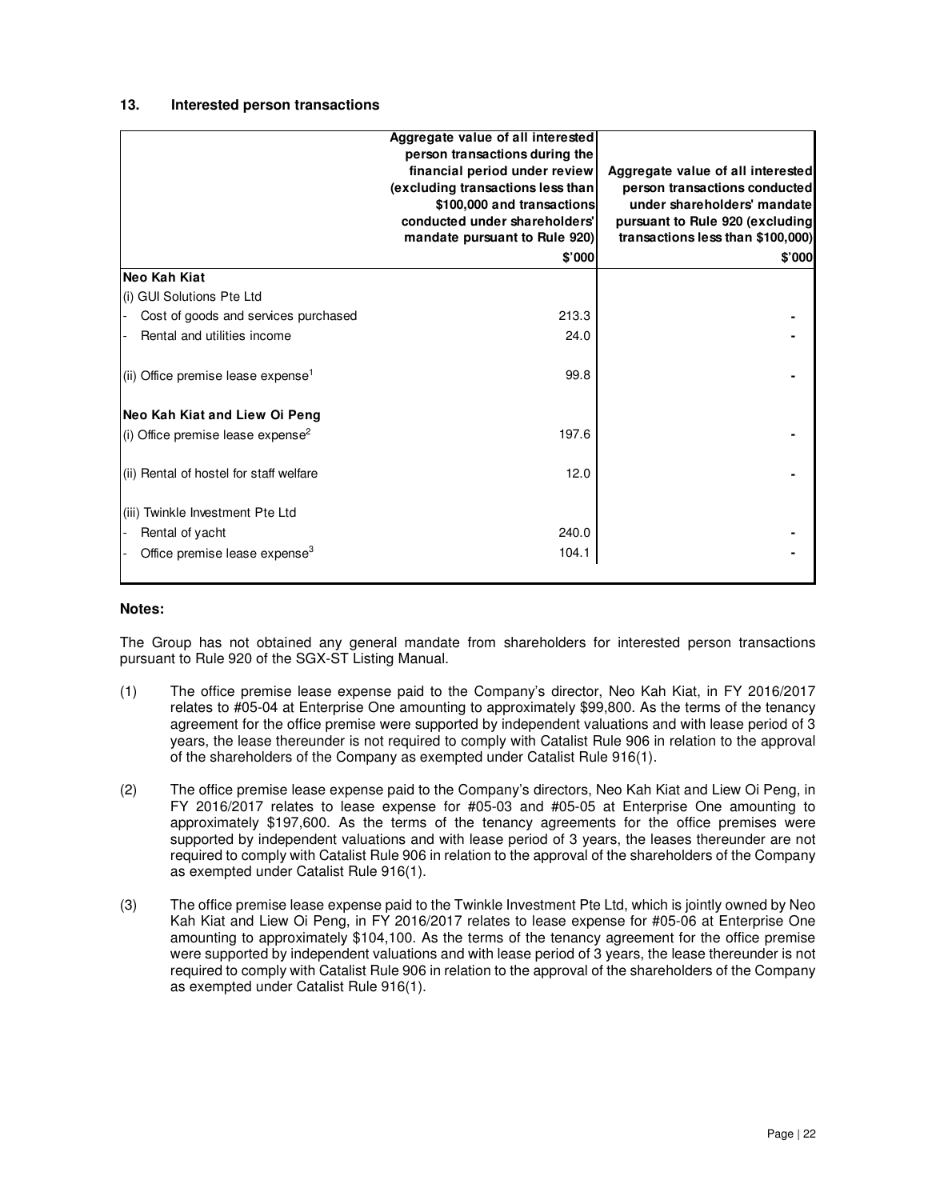## 13. Interested person transactions

| | Aggregate value of all interested person transactions during the financial period under review (excluding transactions less than \$100,000 and transactions conducted under shareholders' mandate pursuant to Rule 920) | Aggregate value of all interested person transactions conducted under shareholders' mandate pursuant to Rule 920 (excluding transactions less than \$100,000) |
|---|---|---|
| | \$'000 | \$'000 |
| **Neo Kah Kiat** | | |
| (i) GUI Solutions Pte Ltd | | |
| - Cost of goods and services purchased | 213.3 | - |
| - Rental and utilities income | 24.0 | - |
| (ii) Office premise lease expense[1] | 99.8 | - |
| **Neo Kah Kiat and Liew Oi Peng** | | |
| (i) Office premise lease expense[2] | 197.6 | - |
| (ii) Rental of hostel for staff welfare | 12.0 | - |
| (iii) Twinkle Investment Pte Ltd | | |
| - Rental of yacht | 240.0 | - |
| - Office premise lease expense[3] | 104.1 | - |

**Notes:**

The Group has not obtained any general mandate from shareholders for interested person transactions pursuant to Rule 920 of the SGX-ST Listing Manual.

(1) The office premise lease expense paid to the Company's director, Neo Kah Kiat, in FY 2016/2017 relates to #05-04 at Enterprise One amounting to approximately \$99,800. As the terms of the tenancy agreement for the office premise were supported by independent valuations and with lease period of 3 years, the lease thereunder is not required to comply with Catalist Rule 906 in relation to the approval of the shareholders of the Company as exempted under Catalist Rule 916(1).

(2) The office premise lease expense paid to the Company's directors, Neo Kah Kiat and Liew Oi Peng, in FY 2016/2017 relates to lease expense for #05-03 and #05-05 at Enterprise One amounting to approximately \$197,600. As the terms of the tenancy agreements for the office premises were supported by independent valuations and with lease period of 3 years, the leases thereunder are not required to comply with Catalist Rule 906 in relation to the approval of the shareholders of the Company as exempted under Catalist Rule 916(1).

(3) The office premise lease expense paid to the Twinkle Investment Pte Ltd, which is jointly owned by Neo Kah Kiat and Liew Oi Peng, in FY 2016/2017 relates to lease expense for #05-06 at Enterprise One amounting to approximately \$104,100. As the terms of the tenancy agreement for the office premise were supported by independent valuations and with lease period of 3 years, the lease thereunder is not required to comply with Catalist Rule 906 in relation to the approval of the shareholders of the Company as exempted under Catalist Rule 916(1).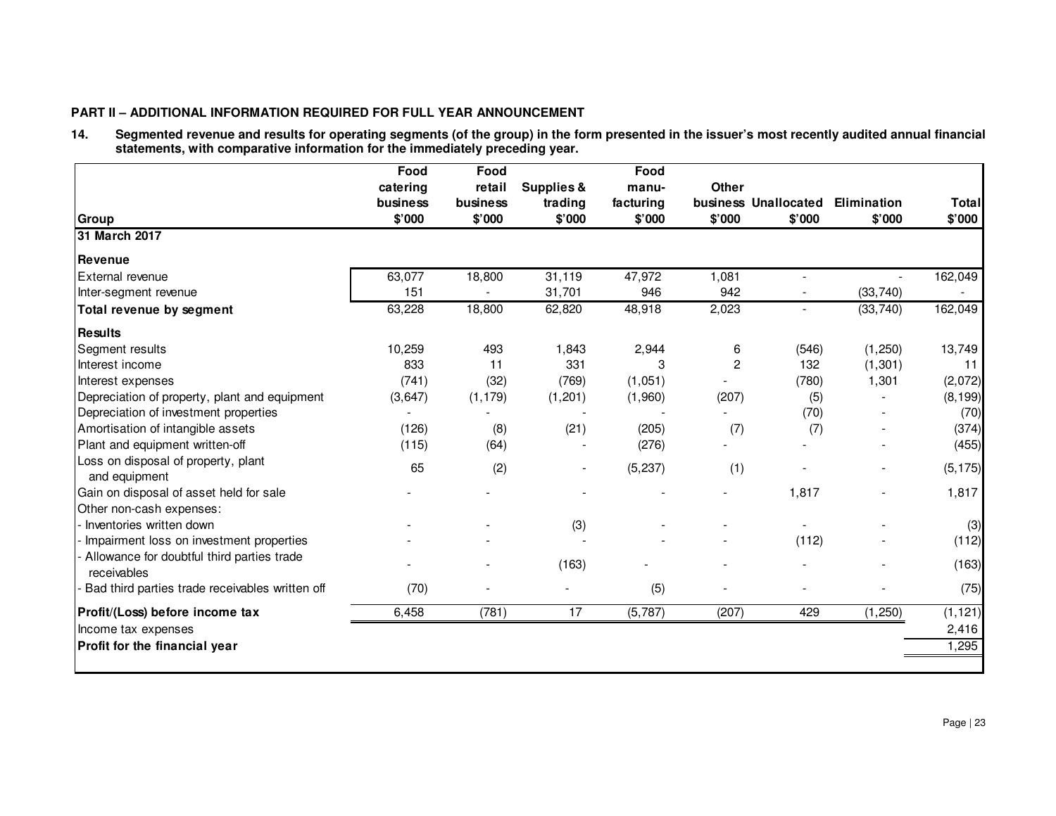**PART II – ADDITIONAL INFORMATION REQUIRED FOR FULL YEAR ANNOUNCEMENT**

**14. Segmented revenue and results for operating segments (of the group) in the form presented in the issuer's most recently audited annual financial statements, with comparative information for the immediately preceding year.**

| Group | Food catering business $'000 | Food retail business $'000 | Supplies & trading $'000 | Food manu-facturing $'000 | Other business $'000 | Unallocated $'000 | Elimination $'000 | Total $'000 |
|---|---|---|---|---|---|---|---|---|
| **31 March 2017** | | | | | | | | |
| **Revenue** | | | | | | | | |
| External revenue | 63,077 | 18,800 | 31,119 | 47,972 | 1,081 | - | - | 162,049 |
| Inter-segment revenue | 151 | - | 31,701 | 946 | 942 | - | (33,740) | - |
| **Total revenue by segment** | 63,228 | 18,800 | 62,820 | 48,918 | 2,023 | - | (33,740) | 162,049 |
| **Results** | | | | | | | | |
| Segment results | 10,259 | 493 | 1,843 | 2,944 | 6 | (546) | (1,250) | 13,749 |
| Interest income | 833 | 11 | 331 | 3 | 2 | 132 | (1,301) | 11 |
| Interest expenses | (741) | (32) | (769) | (1,051) | - | (780) | 1,301 | (2,072) |
| Depreciation of property, plant and equipment | (3,647) | (1,179) | (1,201) | (1,960) | (207) | (5) | - | (8,199) |
| Depreciation of investment properties | - | - | - | - | - | (70) | - | (70) |
| Amortisation of intangible assets | (126) | (8) | (21) | (205) | (7) | (7) | - | (374) |
| Plant and equipment written-off | (115) | (64) | - | (276) | - | - | - | (455) |
| Loss on disposal of property, plant and equipment | 65 | (2) | - | (5,237) | (1) | - | - | (5,175) |
| Gain on disposal of asset held for sale | - | - | - | - | - | 1,817 | - | 1,817 |
| Other non-cash expenses: | | | | | | | | |
| - Inventories written down | - | - | (3) | - | - | - | - | (3) |
| - Impairment loss on investment properties | - | - | - | - | - | (112) | - | (112) |
| - Allowance for doubtful third parties trade receivables | - | - | (163) | - | - | - | - | (163) |
| - Bad third parties trade receivables written off | (70) | - | - | (5) | - | - | - | (75) |
| **Profit/(Loss) before income tax** | 6,458 | (781) | 17 | (5,787) | (207) | 429 | (1,250) | (1,121) |
| Income tax expenses | | | | | | | | 2,416 |
| **Profit for the financial year** | | | | | | | | 1,295 |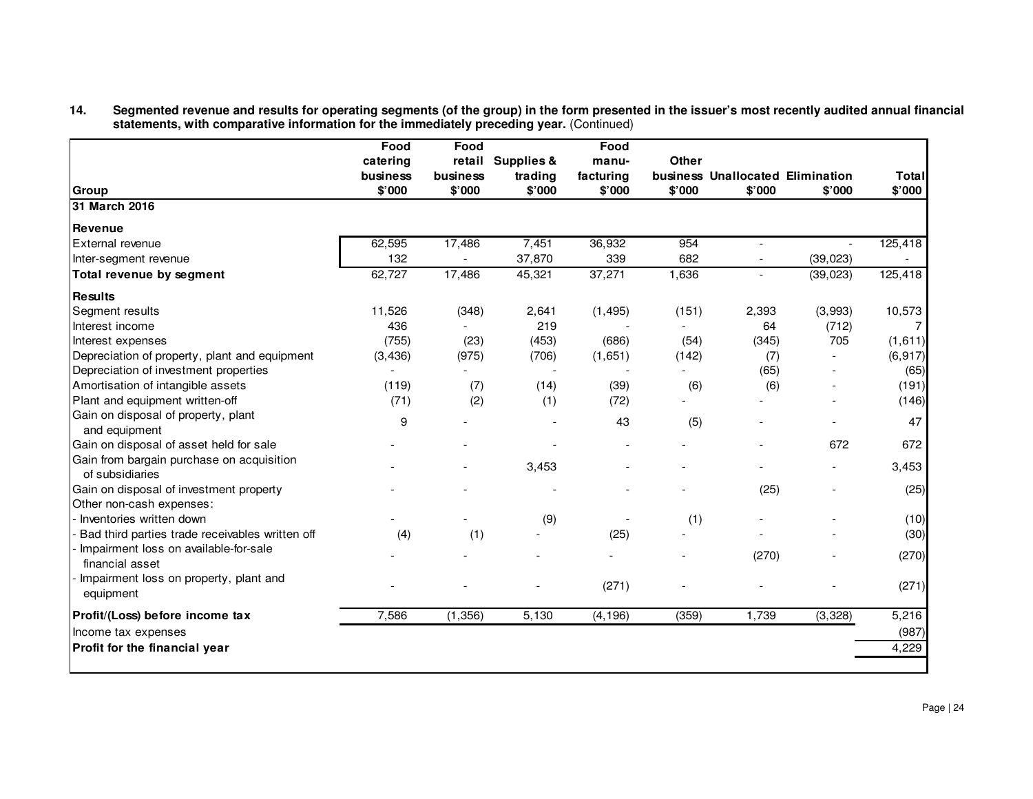**14. Segmented revenue and results for operating segments (of the group) in the form presented in the issuer's most recently audited annual financial statements, with comparative information for the immediately preceding year.** (Continued)

| Group | Food catering business $'000 | Food retail business $'000 | Supplies & trading $'000 | Food manu-facturing $'000 | Other business $'000 | Unallocated $'000 | Elimination $'000 | Total $'000 |
|---|---|---|---|---|---|---|---|---|
| **31 March 2016** | | | | | | | | |
| **Revenue** | | | | | | | | |
| External revenue | 62,595 | 17,486 | 7,451 | 36,932 | 954 | - | - | 125,418 |
| Inter-segment revenue | 132 | - | 37,870 | 339 | 682 | - | (39,023) | - |
| **Total revenue by segment** | 62,727 | 17,486 | 45,321 | 37,271 | 1,636 | - | (39,023) | 125,418 |
| **Results** | | | | | | | | |
| Segment results | 11,526 | (348) | 2,641 | (1,495) | (151) | 2,393 | (3,993) | 10,573 |
| Interest income | 436 | - | 219 | - | - | 64 | (712) | 7 |
| Interest expenses | (755) | (23) | (453) | (686) | (54) | (345) | 705 | (1,611) |
| Depreciation of property, plant and equipment | (3,436) | (975) | (706) | (1,651) | (142) | (7) | - | (6,917) |
| Depreciation of investment properties | - | - | - | - | - | (65) | - | (65) |
| Amortisation of intangible assets | (119) | (7) | (14) | (39) | (6) | (6) | - | (191) |
| Plant and equipment written-off | (71) | (2) | (1) | (72) | - | - | - | (146) |
| Gain on disposal of property, plant and equipment | 9 | - | - | 43 | (5) | - | - | 47 |
| Gain on disposal of asset held for sale | - | - | - | - | - | - | 672 | 672 |
| Gain from bargain purchase on acquisition of subsidiaries | - | - | 3,453 | - | - | - | - | 3,453 |
| Gain on disposal of investment property | - | - | - | - | - | (25) | - | (25) |
| Other non-cash expenses: | | | | | | | | |
| - Inventories written down | - | - | (9) | - | (1) | - | - | (10) |
| - Bad third parties trade receivables written off | (4) | (1) | - | (25) | - | - | - | (30) |
| - Impairment loss on available-for-sale financial asset | - | - | - | - | - | (270) | - | (270) |
| - Impairment loss on property, plant and equipment | - | - | - | (271) | - | - | - | (271) |
| **Profit/(Loss) before income tax** | 7,586 | (1,356) | 5,130 | (4,196) | (359) | 1,739 | (3,328) | 5,216 |
| Income tax expenses | | | | | | | | (987) |
| **Profit for the financial year** | | | | | | | | 4,229 |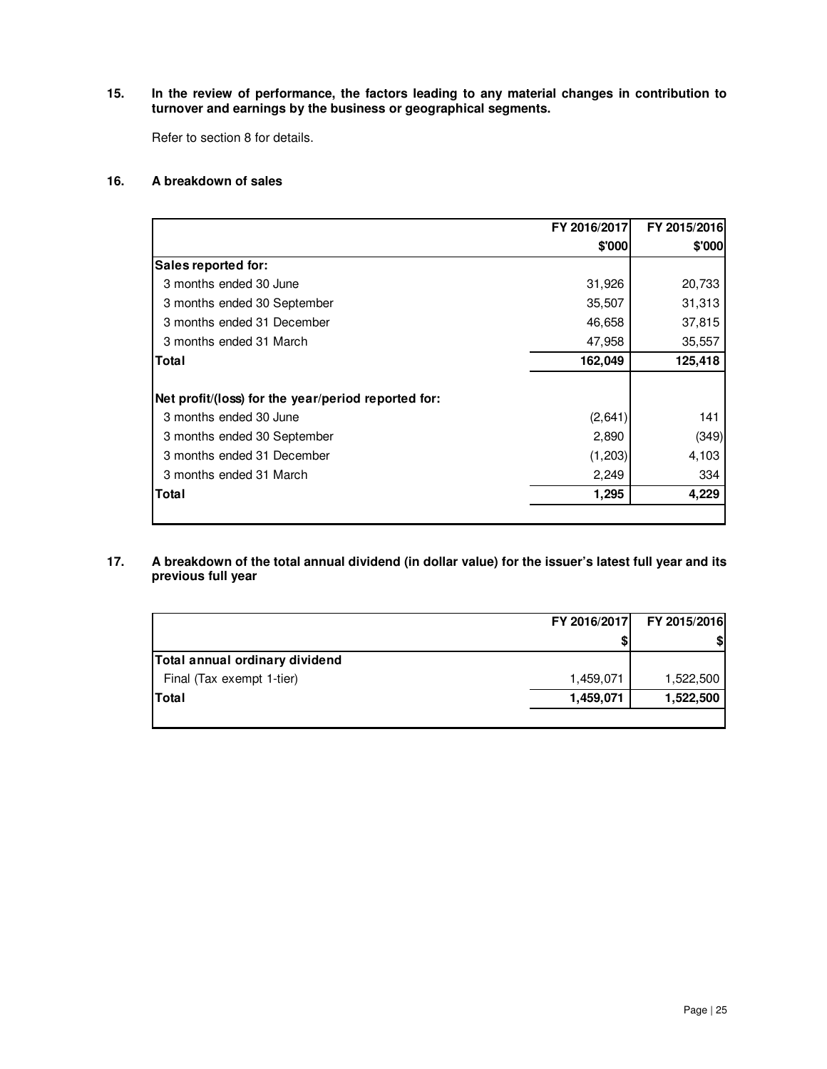**15. In the review of performance, the factors leading to any material changes in contribution to turnover and earnings by the business or geographical segments.**

Refer to section 8 for details.

**16. A breakdown of sales**

| | FY 2016/2017 | FY 2015/2016 |
|---|---|---|
| | $'000 | $'000 |
| **Sales reported for:** | | |
| 3 months ended 30 June | 31,926 | 20,733 |
| 3 months ended 30 September | 35,507 | 31,313 |
| 3 months ended 31 December | 46,658 | 37,815 |
| 3 months ended 31 March | 47,958 | 35,557 |
| **Total** | **162,049** | **125,418** |
| | | |
| **Net profit/(loss) for the year/period reported for:** | | |
| 3 months ended 30 June | (2,641) | 141 |
| 3 months ended 30 September | 2,890 | (349) |
| 3 months ended 31 December | (1,203) | 4,103 |
| 3 months ended 31 March | 2,249 | 334 |
| **Total** | **1,295** | **4,229** |

**17. A breakdown of the total annual dividend (in dollar value) for the issuer's latest full year and its previous full year**

| | FY 2016/2017 | FY 2015/2016 |
|---|---|---|
| | $ | $ |
| **Total annual ordinary dividend** | | |
| Final (Tax exempt 1-tier) | 1,459,071 | 1,522,500 |
| **Total** | **1,459,071** | **1,522,500** |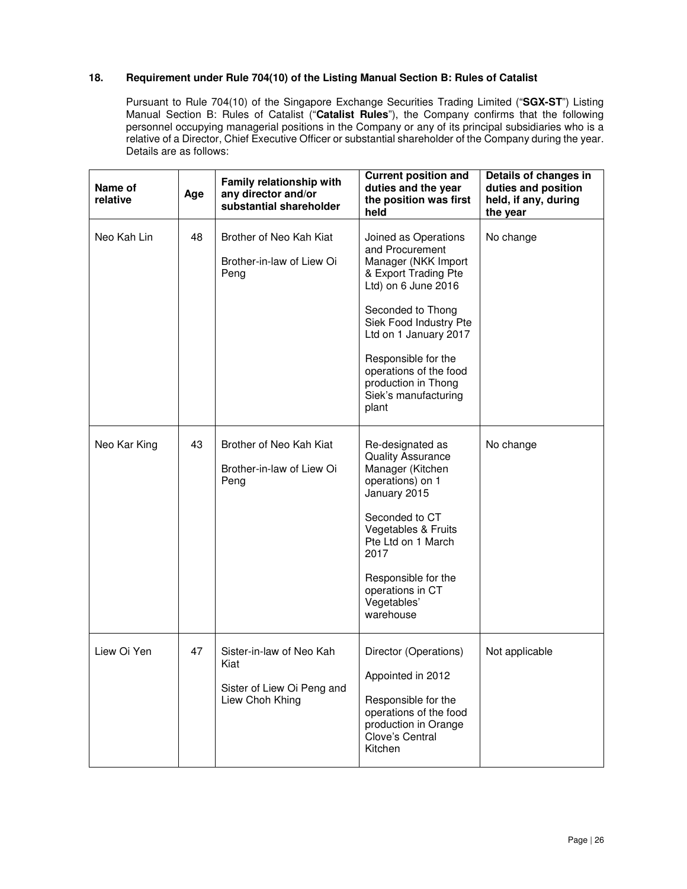### 18. Requirement under Rule 704(10) of the Listing Manual Section B: Rules of Catalist

Pursuant to Rule 704(10) of the Singapore Exchange Securities Trading Limited ("**SGX-ST**") Listing Manual Section B: Rules of Catalist ("**Catalist Rules**"), the Company confirms that the following personnel occupying managerial positions in the Company or any of its principal subsidiaries who is a relative of a Director, Chief Executive Officer or substantial shareholder of the Company during the year. Details are as follows:

| Name of relative | Age | Family relationship with any director and/or substantial shareholder | Current position and duties and the year the position was first held | Details of changes in duties and position held, if any, during the year |
|---|---|---|---|---|
| Neo Kah Lin | 48 | Brother of Neo Kah Kiat<br><br>Brother-in-law of Liew Oi Peng | Joined as Operations and Procurement Manager (NKK Import & Export Trading Pte Ltd) on 6 June 2016<br><br>Seconded to Thong Siek Food Industry Pte Ltd on 1 January 2017<br><br>Responsible for the operations of the food production in Thong Siek's manufacturing plant | No change |
| Neo Kar King | 43 | Brother of Neo Kah Kiat<br><br>Brother-in-law of Liew Oi Peng | Re-designated as Quality Assurance Manager (Kitchen operations) on 1 January 2015<br><br>Seconded to CT Vegetables & Fruits Pte Ltd on 1 March 2017<br><br>Responsible for the operations in CT Vegetables' warehouse | No change |
| Liew Oi Yen | 47 | Sister-in-law of Neo Kah Kiat<br><br>Sister of Liew Oi Peng and Liew Choh Khing | Director (Operations)<br><br>Appointed in 2012<br><br>Responsible for the operations of the food production in Orange Clove's Central Kitchen | Not applicable |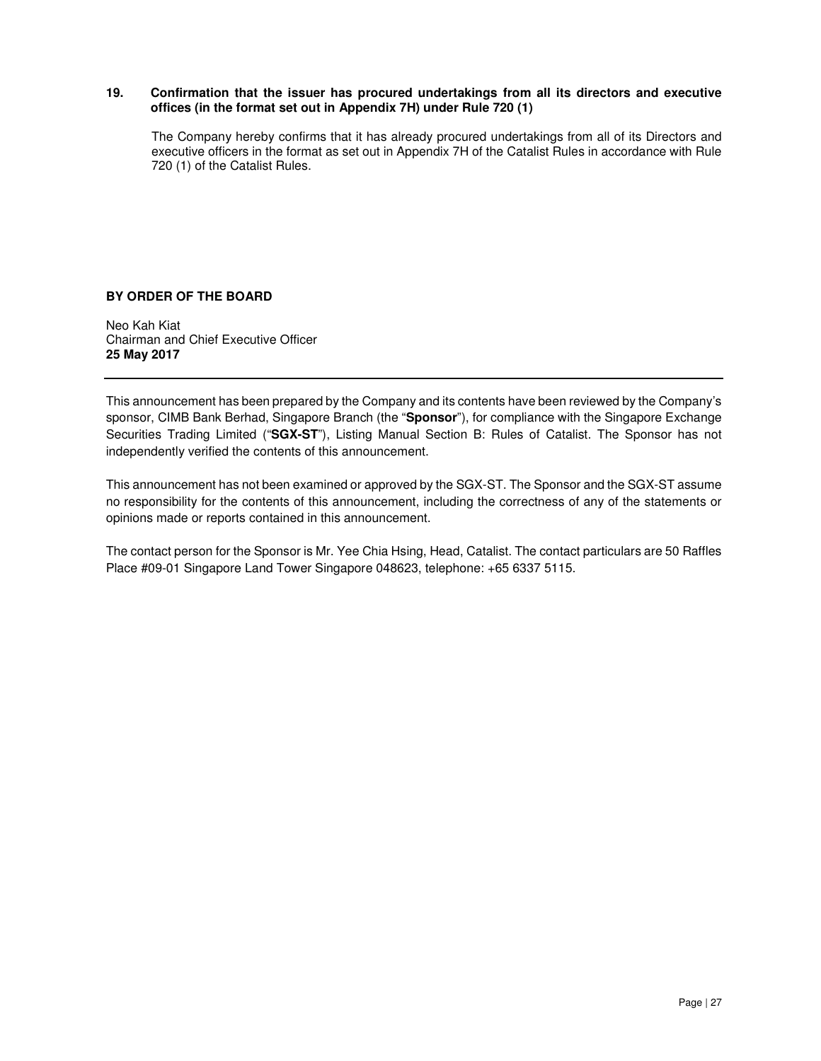**19. Confirmation that the issuer has procured undertakings from all its directors and executive offices (in the format set out in Appendix 7H) under Rule 720 (1)**

The Company hereby confirms that it has already procured undertakings from all of its Directors and executive officers in the format as set out in Appendix 7H of the Catalist Rules in accordance with Rule 720 (1) of the Catalist Rules.

**BY ORDER OF THE BOARD**

Neo Kah Kiat
Chairman and Chief Executive Officer
**25 May 2017**

---

This announcement has been prepared by the Company and its contents have been reviewed by the Company's sponsor, CIMB Bank Berhad, Singapore Branch (the "**Sponsor**"), for compliance with the Singapore Exchange Securities Trading Limited ("**SGX-ST**"), Listing Manual Section B: Rules of Catalist. The Sponsor has not independently verified the contents of this announcement.

This announcement has not been examined or approved by the SGX-ST. The Sponsor and the SGX-ST assume no responsibility for the contents of this announcement, including the correctness of any of the statements or opinions made or reports contained in this announcement.

The contact person for the Sponsor is Mr. Yee Chia Hsing, Head, Catalist. The contact particulars are 50 Raffles Place #09-01 Singapore Land Tower Singapore 048623, telephone: +65 6337 5115.